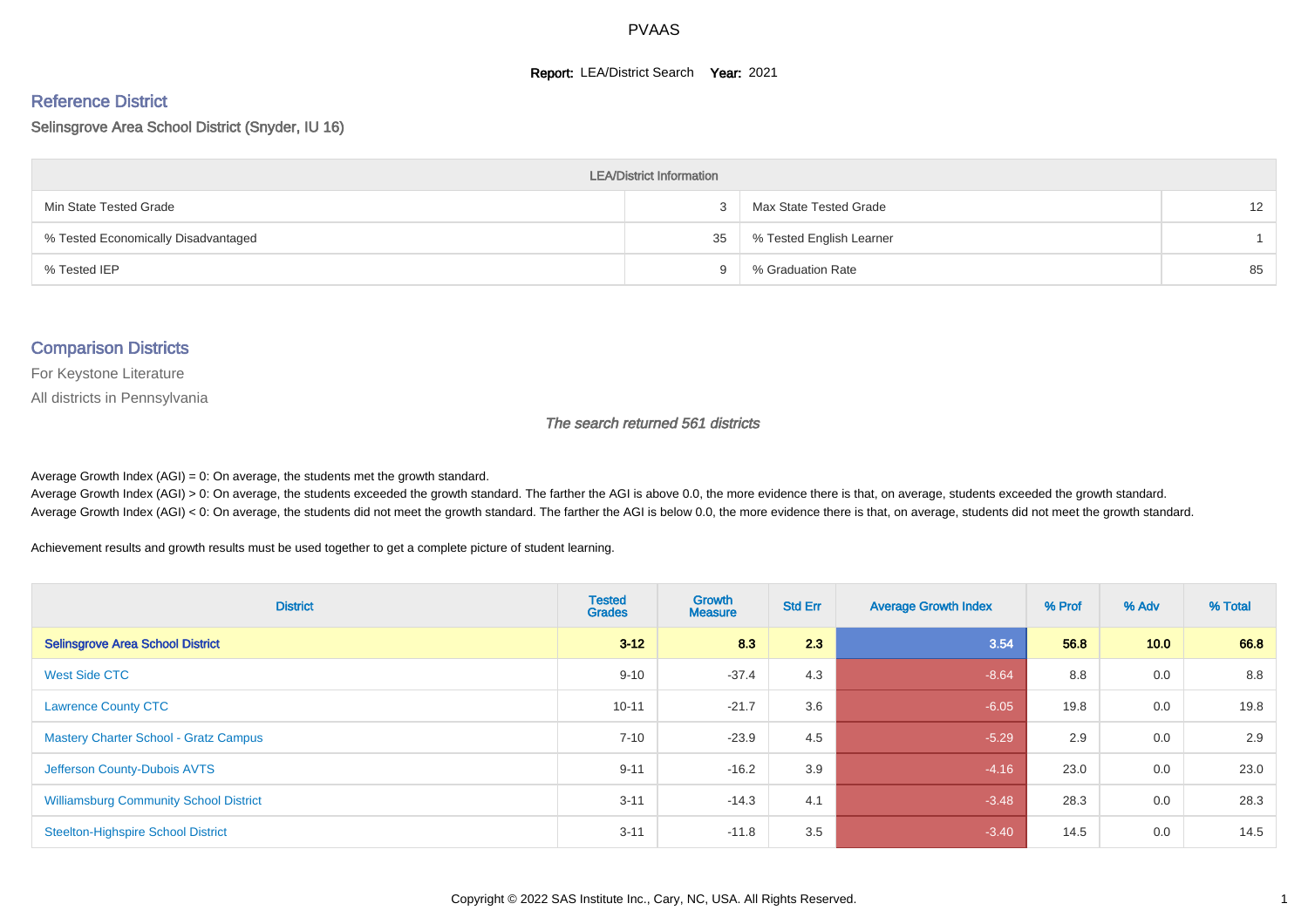# PVAAS

**Report:** LEA/District Search **Year:** 2021

## Reference District

Selinsgrove Area School District (Snyder, IU 16)

| LEA/District Information | | | |
|---|---|---|---|
| Min State Tested Grade | 3 | Max State Tested Grade | 12 |
| % Tested Economically Disadvantaged | 35 | % Tested English Learner | 1 |
| % Tested IEP | 9 | % Graduation Rate | 85 |

## Comparison Districts

For Keystone Literature

All districts in Pennsylvania

*The search returned 561 districts*

Average Growth Index (AGI) = 0: On average, the students met the growth standard.
Average Growth Index (AGI) > 0: On average, the students exceeded the growth standard. The farther the AGI is above 0.0, the more evidence there is that, on average, students exceeded the growth standard.
Average Growth Index (AGI) < 0: On average, the students did not meet the growth standard. The farther the AGI is below 0.0, the more evidence there is that, on average, students did not meet the growth standard.

Achievement results and growth results must be used together to get a complete picture of student learning.

| District | Tested Grades | Growth Measure | Std Err | Average Growth Index | % Prof | % Adv | % Total |
|---|---|---|---|---|---|---|---|
| **Selinsgrove Area School District** | **3-12** | **8.3** | **2.3** | **3.54** | **56.8** | **10.0** | **66.8** |
| West Side CTC | 9-10 | -37.4 | 4.3 | -8.64 | 8.8 | 0.0 | 8.8 |
| Lawrence County CTC | 10-11 | -21.7 | 3.6 | -6.05 | 19.8 | 0.0 | 19.8 |
| Mastery Charter School - Gratz Campus | 7-10 | -23.9 | 4.5 | -5.29 | 2.9 | 0.0 | 2.9 |
| Jefferson County-Dubois AVTS | 9-11 | -16.2 | 3.9 | -4.16 | 23.0 | 0.0 | 23.0 |
| Williamsburg Community School District | 3-11 | -14.3 | 4.1 | -3.48 | 28.3 | 0.0 | 28.3 |
| Steelton-Highspire School District | 3-11 | -11.8 | 3.5 | -3.40 | 14.5 | 0.0 | 14.5 |

Copyright © 2022 SAS Institute Inc., Cary, NC, USA. All Rights Reserved.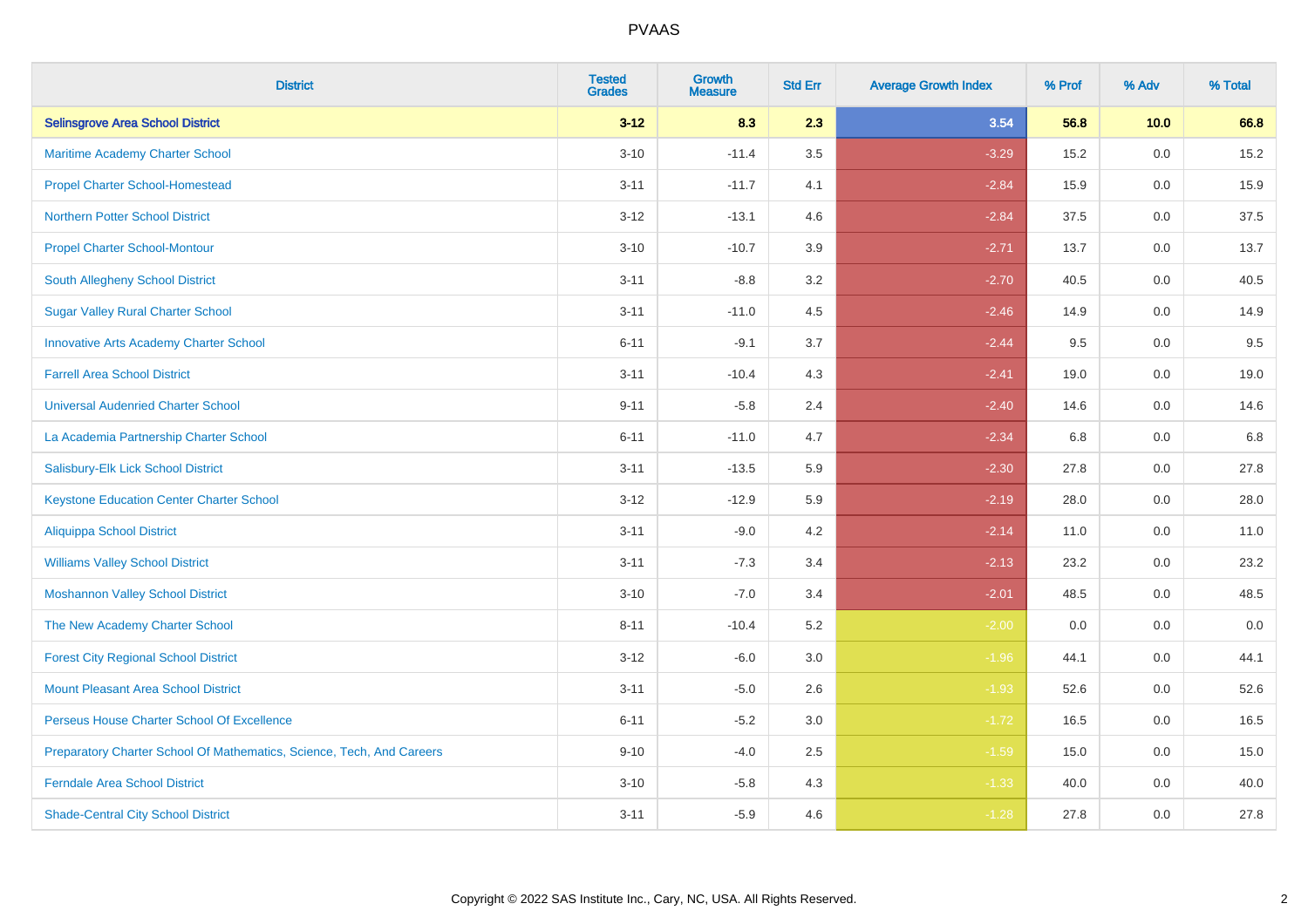# PVAAS

| District | Tested Grades | Growth Measure | Std Err | Average Growth Index | % Prof | % Adv | % Total |
|---|---|---|---|---|---|---|---|
| **Selinsgrove Area School District** | **3-12** | **8.3** | **2.3** | **3.54** | **56.8** | **10.0** | **66.8** |
| Maritime Academy Charter School | 3-10 | -11.4 | 3.5 | -3.29 | 15.2 | 0.0 | 15.2 |
| Propel Charter School-Homestead | 3-11 | -11.7 | 4.1 | -2.84 | 15.9 | 0.0 | 15.9 |
| Northern Potter School District | 3-12 | -13.1 | 4.6 | -2.84 | 37.5 | 0.0 | 37.5 |
| Propel Charter School-Montour | 3-10 | -10.7 | 3.9 | -2.71 | 13.7 | 0.0 | 13.7 |
| South Allegheny School District | 3-11 | -8.8 | 3.2 | -2.70 | 40.5 | 0.0 | 40.5 |
| Sugar Valley Rural Charter School | 3-11 | -11.0 | 4.5 | -2.46 | 14.9 | 0.0 | 14.9 |
| Innovative Arts Academy Charter School | 6-11 | -9.1 | 3.7 | -2.44 | 9.5 | 0.0 | 9.5 |
| Farrell Area School District | 3-11 | -10.4 | 4.3 | -2.41 | 19.0 | 0.0 | 19.0 |
| Universal Audenried Charter School | 9-11 | -5.8 | 2.4 | -2.40 | 14.6 | 0.0 | 14.6 |
| La Academia Partnership Charter School | 6-11 | -11.0 | 4.7 | -2.34 | 6.8 | 0.0 | 6.8 |
| Salisbury-Elk Lick School District | 3-11 | -13.5 | 5.9 | -2.30 | 27.8 | 0.0 | 27.8 |
| Keystone Education Center Charter School | 3-12 | -12.9 | 5.9 | -2.19 | 28.0 | 0.0 | 28.0 |
| Aliquippa School District | 3-11 | -9.0 | 4.2 | -2.14 | 11.0 | 0.0 | 11.0 |
| Williams Valley School District | 3-11 | -7.3 | 3.4 | -2.13 | 23.2 | 0.0 | 23.2 |
| Moshannon Valley School District | 3-10 | -7.0 | 3.4 | -2.01 | 48.5 | 0.0 | 48.5 |
| The New Academy Charter School | 8-11 | -10.4 | 5.2 | -2.00 | 0.0 | 0.0 | 0.0 |
| Forest City Regional School District | 3-12 | -6.0 | 3.0 | -1.96 | 44.1 | 0.0 | 44.1 |
| Mount Pleasant Area School District | 3-11 | -5.0 | 2.6 | -1.93 | 52.6 | 0.0 | 52.6 |
| Perseus House Charter School Of Excellence | 6-11 | -5.2 | 3.0 | -1.72 | 16.5 | 0.0 | 16.5 |
| Preparatory Charter School Of Mathematics, Science, Tech, And Careers | 9-10 | -4.0 | 2.5 | -1.59 | 15.0 | 0.0 | 15.0 |
| Ferndale Area School District | 3-10 | -5.8 | 4.3 | -1.33 | 40.0 | 0.0 | 40.0 |
| Shade-Central City School District | 3-11 | -5.9 | 4.6 | -1.28 | 27.8 | 0.0 | 27.8 |

Copyright © 2022 SAS Institute Inc., Cary, NC, USA. All Rights Reserved.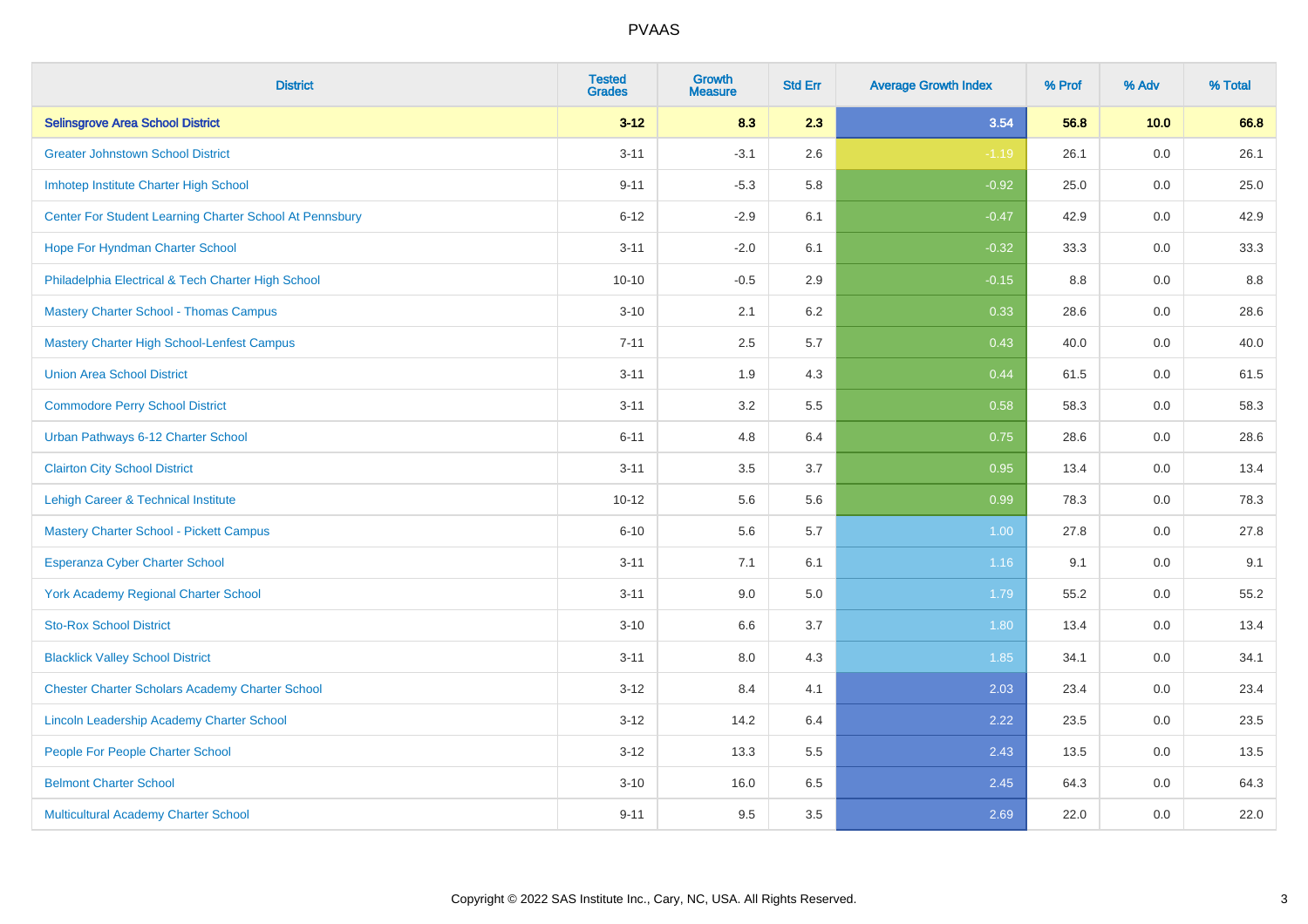PVAAS

| District | Tested Grades | Growth Measure | Std Err | Average Growth Index | % Prof | % Adv | % Total |
|---|---|---|---|---|---|---|---|
| **Selinsgrove Area School District** | **3-12** | **8.3** | **2.3** | **3.54** | **56.8** | **10.0** | **66.8** |
| Greater Johnstown School District | 3-11 | -3.1 | 2.6 | -1.19 | 26.1 | 0.0 | 26.1 |
| Imhotep Institute Charter High School | 9-11 | -5.3 | 5.8 | -0.92 | 25.0 | 0.0 | 25.0 |
| Center For Student Learning Charter School At Pennsbury | 6-12 | -2.9 | 6.1 | -0.47 | 42.9 | 0.0 | 42.9 |
| Hope For Hyndman Charter School | 3-11 | -2.0 | 6.1 | -0.32 | 33.3 | 0.0 | 33.3 |
| Philadelphia Electrical & Tech Charter High School | 10-10 | -0.5 | 2.9 | -0.15 | 8.8 | 0.0 | 8.8 |
| Mastery Charter School - Thomas Campus | 3-10 | 2.1 | 6.2 | 0.33 | 28.6 | 0.0 | 28.6 |
| Mastery Charter High School-Lenfest Campus | 7-11 | 2.5 | 5.7 | 0.43 | 40.0 | 0.0 | 40.0 |
| Union Area School District | 3-11 | 1.9 | 4.3 | 0.44 | 61.5 | 0.0 | 61.5 |
| Commodore Perry School District | 3-11 | 3.2 | 5.5 | 0.58 | 58.3 | 0.0 | 58.3 |
| Urban Pathways 6-12 Charter School | 6-11 | 4.8 | 6.4 | 0.75 | 28.6 | 0.0 | 28.6 |
| Clairton City School District | 3-11 | 3.5 | 3.7 | 0.95 | 13.4 | 0.0 | 13.4 |
| Lehigh Career & Technical Institute | 10-12 | 5.6 | 5.6 | 0.99 | 78.3 | 0.0 | 78.3 |
| Mastery Charter School - Pickett Campus | 6-10 | 5.6 | 5.7 | 1.00 | 27.8 | 0.0 | 27.8 |
| Esperanza Cyber Charter School | 3-11 | 7.1 | 6.1 | 1.16 | 9.1 | 0.0 | 9.1 |
| York Academy Regional Charter School | 3-11 | 9.0 | 5.0 | 1.79 | 55.2 | 0.0 | 55.2 |
| Sto-Rox School District | 3-10 | 6.6 | 3.7 | 1.80 | 13.4 | 0.0 | 13.4 |
| Blacklick Valley School District | 3-11 | 8.0 | 4.3 | 1.85 | 34.1 | 0.0 | 34.1 |
| Chester Charter Scholars Academy Charter School | 3-12 | 8.4 | 4.1 | 2.03 | 23.4 | 0.0 | 23.4 |
| Lincoln Leadership Academy Charter School | 3-12 | 14.2 | 6.4 | 2.22 | 23.5 | 0.0 | 23.5 |
| People For People Charter School | 3-12 | 13.3 | 5.5 | 2.43 | 13.5 | 0.0 | 13.5 |
| Belmont Charter School | 3-10 | 16.0 | 6.5 | 2.45 | 64.3 | 0.0 | 64.3 |
| Multicultural Academy Charter School | 9-11 | 9.5 | 3.5 | 2.69 | 22.0 | 0.0 | 22.0 |

Copyright © 2022 SAS Institute Inc., Cary, NC, USA. All Rights Reserved.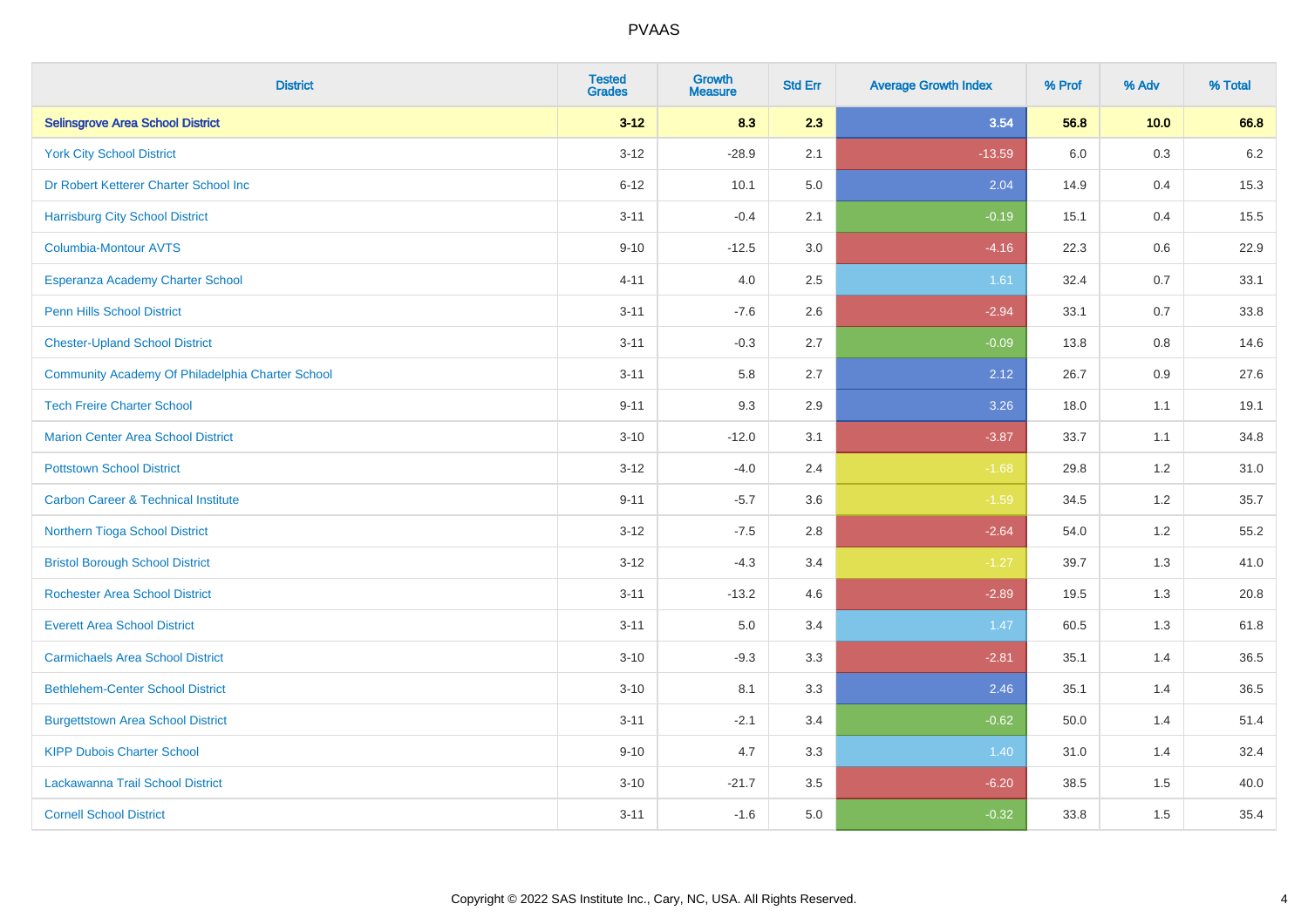| District | Tested Grades | Growth Measure | Std Err | Average Growth Index | % Prof | % Adv | % Total |
|---|---|---|---|---|---|---|---|
| **Selinsgrove Area School District** | **3-12** | **8.3** | **2.3** | **3.54** | **56.8** | **10.0** | **66.8** |
| York City School District | 3-12 | -28.9 | 2.1 | -13.59 | 6.0 | 0.3 | 6.2 |
| Dr Robert Ketterer Charter School Inc | 6-12 | 10.1 | 5.0 | 2.04 | 14.9 | 0.4 | 15.3 |
| Harrisburg City School District | 3-11 | -0.4 | 2.1 | -0.19 | 15.1 | 0.4 | 15.5 |
| Columbia-Montour AVTS | 9-10 | -12.5 | 3.0 | -4.16 | 22.3 | 0.6 | 22.9 |
| Esperanza Academy Charter School | 4-11 | 4.0 | 2.5 | 1.61 | 32.4 | 0.7 | 33.1 |
| Penn Hills School District | 3-11 | -7.6 | 2.6 | -2.94 | 33.1 | 0.7 | 33.8 |
| Chester-Upland School District | 3-11 | -0.3 | 2.7 | -0.09 | 13.8 | 0.8 | 14.6 |
| Community Academy Of Philadelphia Charter School | 3-11 | 5.8 | 2.7 | 2.12 | 26.7 | 0.9 | 27.6 |
| Tech Freire Charter School | 9-11 | 9.3 | 2.9 | 3.26 | 18.0 | 1.1 | 19.1 |
| Marion Center Area School District | 3-10 | -12.0 | 3.1 | -3.87 | 33.7 | 1.1 | 34.8 |
| Pottstown School District | 3-12 | -4.0 | 2.4 | -1.68 | 29.8 | 1.2 | 31.0 |
| Carbon Career & Technical Institute | 9-11 | -5.7 | 3.6 | -1.59 | 34.5 | 1.2 | 35.7 |
| Northern Tioga School District | 3-12 | -7.5 | 2.8 | -2.64 | 54.0 | 1.2 | 55.2 |
| Bristol Borough School District | 3-12 | -4.3 | 3.4 | -1.27 | 39.7 | 1.3 | 41.0 |
| Rochester Area School District | 3-11 | -13.2 | 4.6 | -2.89 | 19.5 | 1.3 | 20.8 |
| Everett Area School District | 3-11 | 5.0 | 3.4 | 1.47 | 60.5 | 1.3 | 61.8 |
| Carmichaels Area School District | 3-10 | -9.3 | 3.3 | -2.81 | 35.1 | 1.4 | 36.5 |
| Bethlehem-Center School District | 3-10 | 8.1 | 3.3 | 2.46 | 35.1 | 1.4 | 36.5 |
| Burgettstown Area School District | 3-11 | -2.1 | 3.4 | -0.62 | 50.0 | 1.4 | 51.4 |
| KIPP Dubois Charter School | 9-10 | 4.7 | 3.3 | 1.40 | 31.0 | 1.4 | 32.4 |
| Lackawanna Trail School District | 3-10 | -21.7 | 3.5 | -6.20 | 38.5 | 1.5 | 40.0 |
| Cornell School District | 3-11 | -1.6 | 5.0 | -0.32 | 33.8 | 1.5 | 35.4 |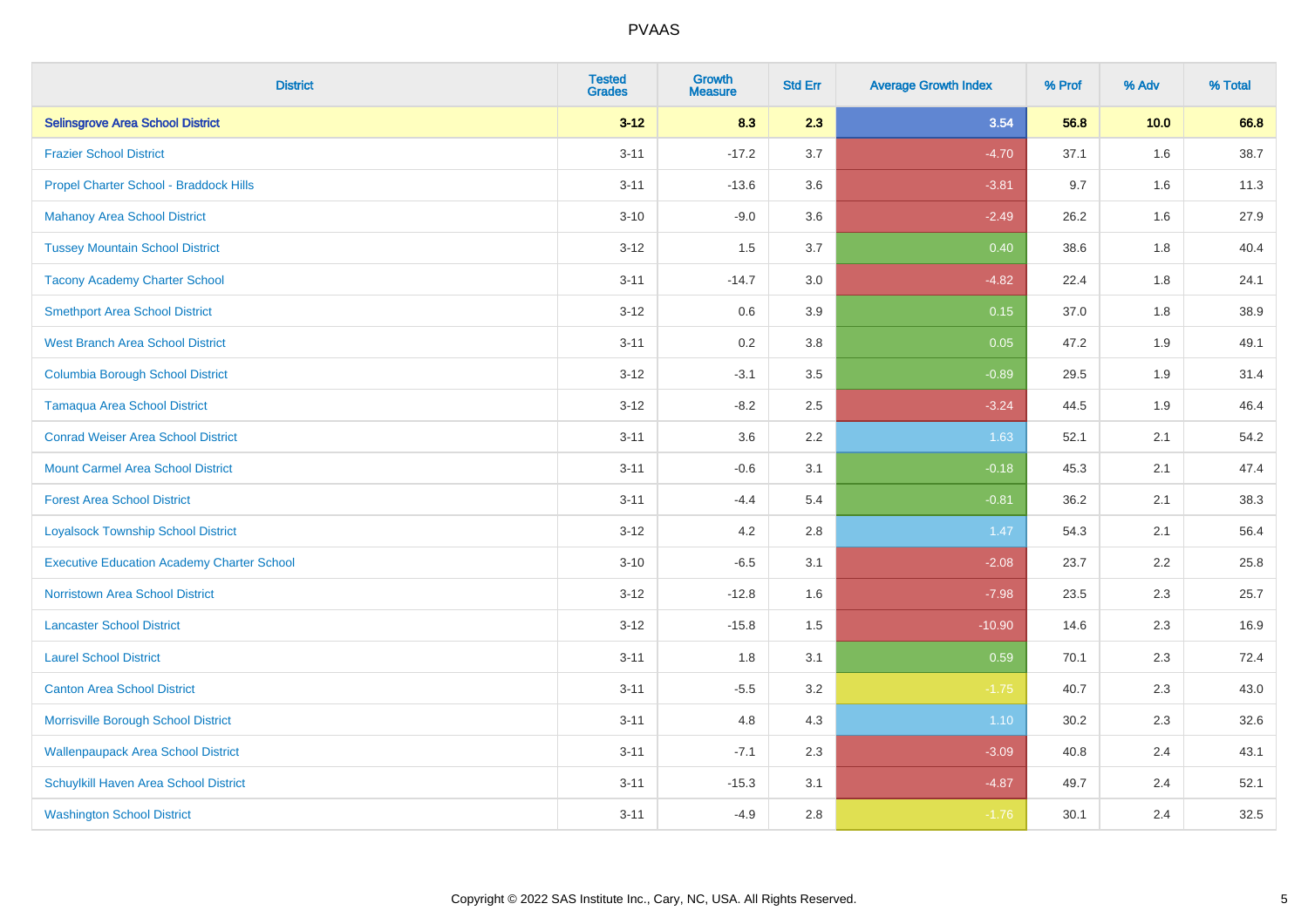| District | Tested Grades | Growth Measure | Std Err | Average Growth Index | % Prof | % Adv | % Total |
|---|---|---|---|---|---|---|---|
| **Selinsgrove Area School District** | **3-12** | **8.3** | **2.3** | **3.54** | **56.8** | **10.0** | **66.8** |
| Frazier School District | 3-11 | -17.2 | 3.7 | -4.70 | 37.1 | 1.6 | 38.7 |
| Propel Charter School - Braddock Hills | 3-11 | -13.6 | 3.6 | -3.81 | 9.7 | 1.6 | 11.3 |
| Mahanoy Area School District | 3-10 | -9.0 | 3.6 | -2.49 | 26.2 | 1.6 | 27.9 |
| Tussey Mountain School District | 3-12 | 1.5 | 3.7 | 0.40 | 38.6 | 1.8 | 40.4 |
| Tacony Academy Charter School | 3-11 | -14.7 | 3.0 | -4.82 | 22.4 | 1.8 | 24.1 |
| Smethport Area School District | 3-12 | 0.6 | 3.9 | 0.15 | 37.0 | 1.8 | 38.9 |
| West Branch Area School District | 3-11 | 0.2 | 3.8 | 0.05 | 47.2 | 1.9 | 49.1 |
| Columbia Borough School District | 3-12 | -3.1 | 3.5 | -0.89 | 29.5 | 1.9 | 31.4 |
| Tamaqua Area School District | 3-12 | -8.2 | 2.5 | -3.24 | 44.5 | 1.9 | 46.4 |
| Conrad Weiser Area School District | 3-11 | 3.6 | 2.2 | 1.63 | 52.1 | 2.1 | 54.2 |
| Mount Carmel Area School District | 3-11 | -0.6 | 3.1 | -0.18 | 45.3 | 2.1 | 47.4 |
| Forest Area School District | 3-11 | -4.4 | 5.4 | -0.81 | 36.2 | 2.1 | 38.3 |
| Loyalsock Township School District | 3-12 | 4.2 | 2.8 | 1.47 | 54.3 | 2.1 | 56.4 |
| Executive Education Academy Charter School | 3-10 | -6.5 | 3.1 | -2.08 | 23.7 | 2.2 | 25.8 |
| Norristown Area School District | 3-12 | -12.8 | 1.6 | -7.98 | 23.5 | 2.3 | 25.7 |
| Lancaster School District | 3-12 | -15.8 | 1.5 | -10.90 | 14.6 | 2.3 | 16.9 |
| Laurel School District | 3-11 | 1.8 | 3.1 | 0.59 | 70.1 | 2.3 | 72.4 |
| Canton Area School District | 3-11 | -5.5 | 3.2 | -1.75 | 40.7 | 2.3 | 43.0 |
| Morrisville Borough School District | 3-11 | 4.8 | 4.3 | 1.10 | 30.2 | 2.3 | 32.6 |
| Wallenpaupack Area School District | 3-11 | -7.1 | 2.3 | -3.09 | 40.8 | 2.4 | 43.1 |
| Schuylkill Haven Area School District | 3-11 | -15.3 | 3.1 | -4.87 | 49.7 | 2.4 | 52.1 |
| Washington School District | 3-11 | -4.9 | 2.8 | -1.76 | 30.1 | 2.4 | 32.5 |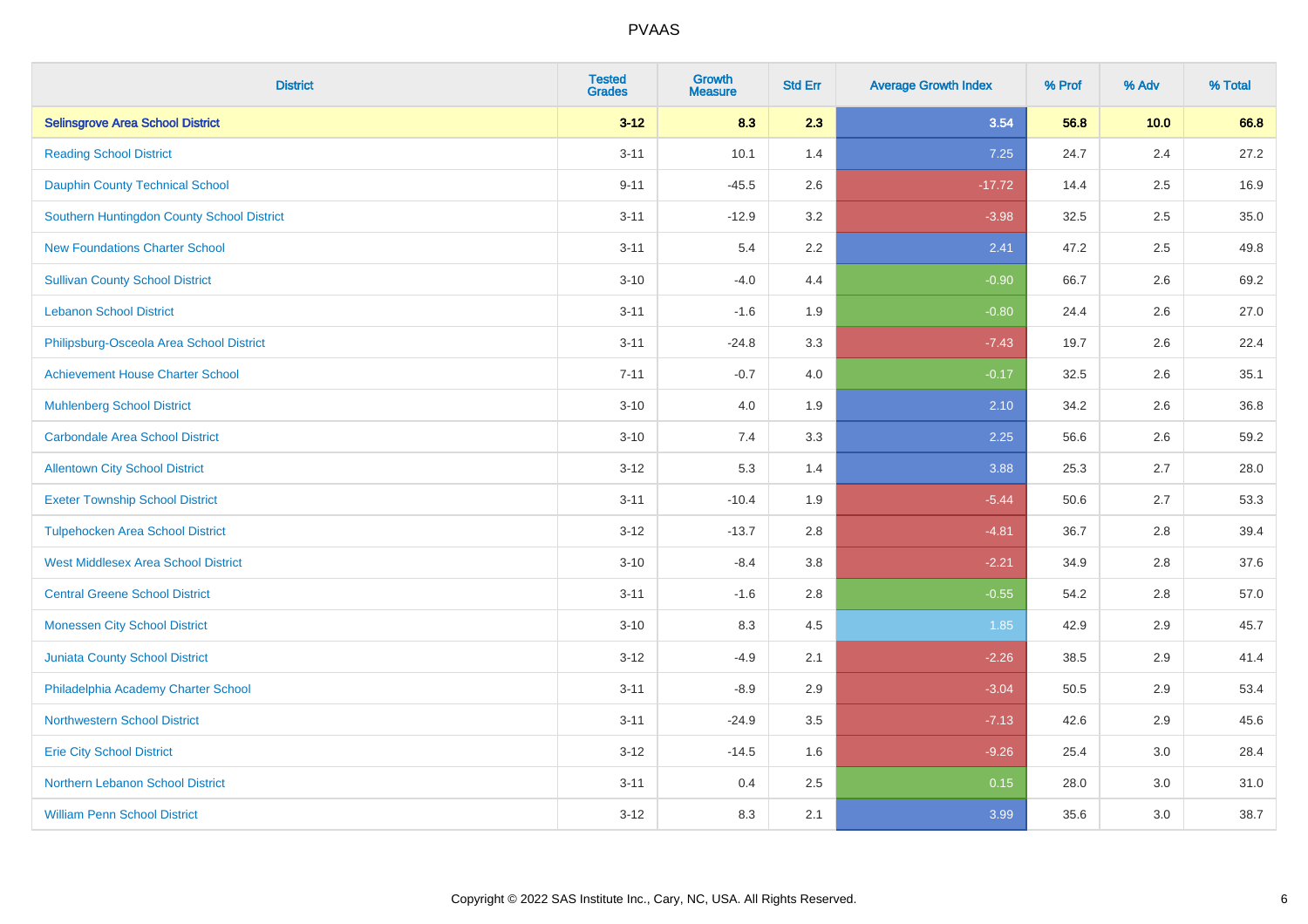# PVAAS

| District | Tested Grades | Growth Measure | Std Err | Average Growth Index | % Prof | % Adv | % Total |
|---|---|---|---|---|---|---|---|
| **Selinsgrove Area School District** | **3-12** | **8.3** | **2.3** | **3.54** | **56.8** | **10.0** | **66.8** |
| Reading School District | 3-11 | 10.1 | 1.4 | 7.25 | 24.7 | 2.4 | 27.2 |
| Dauphin County Technical School | 9-11 | -45.5 | 2.6 | -17.72 | 14.4 | 2.5 | 16.9 |
| Southern Huntingdon County School District | 3-11 | -12.9 | 3.2 | -3.98 | 32.5 | 2.5 | 35.0 |
| New Foundations Charter School | 3-11 | 5.4 | 2.2 | 2.41 | 47.2 | 2.5 | 49.8 |
| Sullivan County School District | 3-10 | -4.0 | 4.4 | -0.90 | 66.7 | 2.6 | 69.2 |
| Lebanon School District | 3-11 | -1.6 | 1.9 | -0.80 | 24.4 | 2.6 | 27.0 |
| Philipsburg-Osceola Area School District | 3-11 | -24.8 | 3.3 | -7.43 | 19.7 | 2.6 | 22.4 |
| Achievement House Charter School | 7-11 | -0.7 | 4.0 | -0.17 | 32.5 | 2.6 | 35.1 |
| Muhlenberg School District | 3-10 | 4.0 | 1.9 | 2.10 | 34.2 | 2.6 | 36.8 |
| Carbondale Area School District | 3-10 | 7.4 | 3.3 | 2.25 | 56.6 | 2.6 | 59.2 |
| Allentown City School District | 3-12 | 5.3 | 1.4 | 3.88 | 25.3 | 2.7 | 28.0 |
| Exeter Township School District | 3-11 | -10.4 | 1.9 | -5.44 | 50.6 | 2.7 | 53.3 |
| Tulpehocken Area School District | 3-12 | -13.7 | 2.8 | -4.81 | 36.7 | 2.8 | 39.4 |
| West Middlesex Area School District | 3-10 | -8.4 | 3.8 | -2.21 | 34.9 | 2.8 | 37.6 |
| Central Greene School District | 3-11 | -1.6 | 2.8 | -0.55 | 54.2 | 2.8 | 57.0 |
| Monessen City School District | 3-10 | 8.3 | 4.5 | 1.85 | 42.9 | 2.9 | 45.7 |
| Juniata County School District | 3-12 | -4.9 | 2.1 | -2.26 | 38.5 | 2.9 | 41.4 |
| Philadelphia Academy Charter School | 3-11 | -8.9 | 2.9 | -3.04 | 50.5 | 2.9 | 53.4 |
| Northwestern School District | 3-11 | -24.9 | 3.5 | -7.13 | 42.6 | 2.9 | 45.6 |
| Erie City School District | 3-12 | -14.5 | 1.6 | -9.26 | 25.4 | 3.0 | 28.4 |
| Northern Lebanon School District | 3-11 | 0.4 | 2.5 | 0.15 | 28.0 | 3.0 | 31.0 |
| William Penn School District | 3-12 | 8.3 | 2.1 | 3.99 | 35.6 | 3.0 | 38.7 |

Copyright © 2022 SAS Institute Inc., Cary, NC, USA. All Rights Reserved.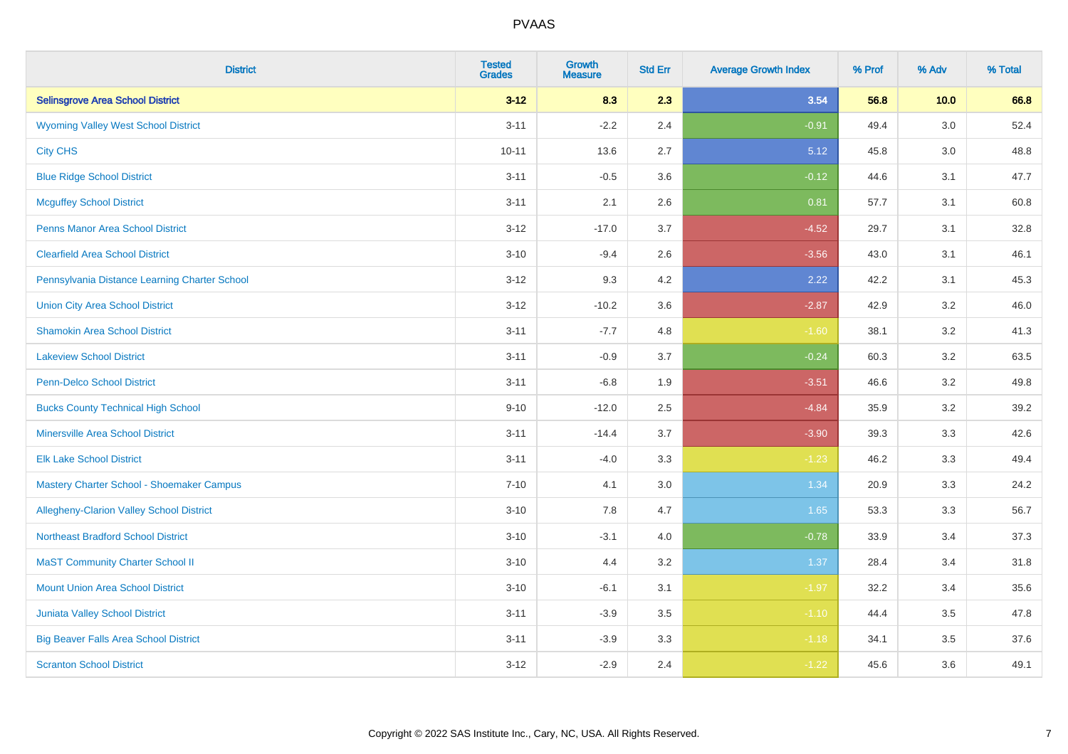# PVAAS

| District | Tested Grades | Growth Measure | Std Err | Average Growth Index | % Prof | % Adv | % Total |
|---|---|---|---|---|---|---|---|
| **Selinsgrove Area School District** | **3-12** | **8.3** | **2.3** | **3.54** | **56.8** | **10.0** | **66.8** |
| Wyoming Valley West School District | 3-11 | -2.2 | 2.4 | -0.91 | 49.4 | 3.0 | 52.4 |
| City CHS | 10-11 | 13.6 | 2.7 | 5.12 | 45.8 | 3.0 | 48.8 |
| Blue Ridge School District | 3-11 | -0.5 | 3.6 | -0.12 | 44.6 | 3.1 | 47.7 |
| Mcguffey School District | 3-11 | 2.1 | 2.6 | 0.81 | 57.7 | 3.1 | 60.8 |
| Penns Manor Area School District | 3-12 | -17.0 | 3.7 | -4.52 | 29.7 | 3.1 | 32.8 |
| Clearfield Area School District | 3-10 | -9.4 | 2.6 | -3.56 | 43.0 | 3.1 | 46.1 |
| Pennsylvania Distance Learning Charter School | 3-12 | 9.3 | 4.2 | 2.22 | 42.2 | 3.1 | 45.3 |
| Union City Area School District | 3-12 | -10.2 | 3.6 | -2.87 | 42.9 | 3.2 | 46.0 |
| Shamokin Area School District | 3-11 | -7.7 | 4.8 | -1.60 | 38.1 | 3.2 | 41.3 |
| Lakeview School District | 3-11 | -0.9 | 3.7 | -0.24 | 60.3 | 3.2 | 63.5 |
| Penn-Delco School District | 3-11 | -6.8 | 1.9 | -3.51 | 46.6 | 3.2 | 49.8 |
| Bucks County Technical High School | 9-10 | -12.0 | 2.5 | -4.84 | 35.9 | 3.2 | 39.2 |
| Minersville Area School District | 3-11 | -14.4 | 3.7 | -3.90 | 39.3 | 3.3 | 42.6 |
| Elk Lake School District | 3-11 | -4.0 | 3.3 | -1.23 | 46.2 | 3.3 | 49.4 |
| Mastery Charter School - Shoemaker Campus | 7-10 | 4.1 | 3.0 | 1.34 | 20.9 | 3.3 | 24.2 |
| Allegheny-Clarion Valley School District | 3-10 | 7.8 | 4.7 | 1.65 | 53.3 | 3.3 | 56.7 |
| Northeast Bradford School District | 3-10 | -3.1 | 4.0 | -0.78 | 33.9 | 3.4 | 37.3 |
| MaST Community Charter School II | 3-10 | 4.4 | 3.2 | 1.37 | 28.4 | 3.4 | 31.8 |
| Mount Union Area School District | 3-10 | -6.1 | 3.1 | -1.97 | 32.2 | 3.4 | 35.6 |
| Juniata Valley School District | 3-11 | -3.9 | 3.5 | -1.10 | 44.4 | 3.5 | 47.8 |
| Big Beaver Falls Area School District | 3-11 | -3.9 | 3.3 | -1.18 | 34.1 | 3.5 | 37.6 |
| Scranton School District | 3-12 | -2.9 | 2.4 | -1.22 | 45.6 | 3.6 | 49.1 |

Copyright © 2022 SAS Institute Inc., Cary, NC, USA. All Rights Reserved.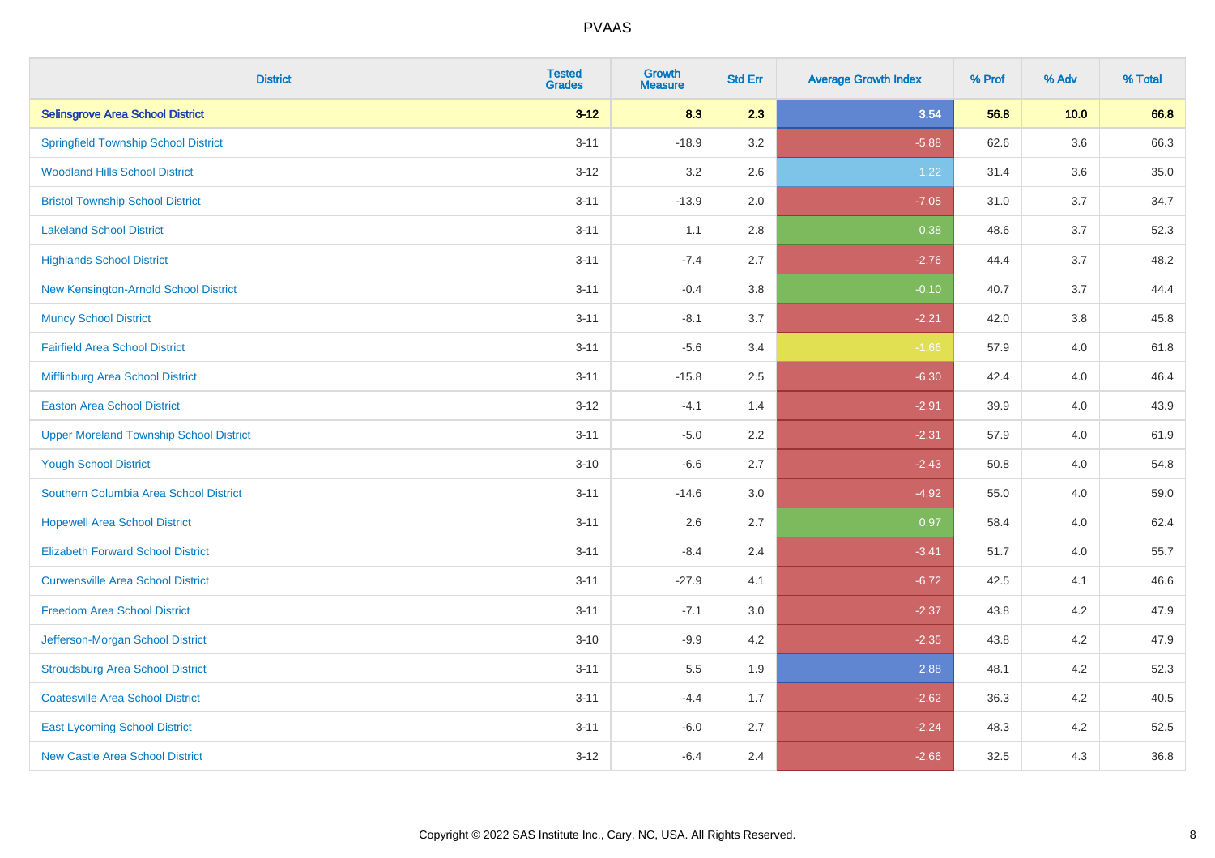# PVAAS

| District | Tested Grades | Growth Measure | Std Err | Average Growth Index | % Prof | % Adv | % Total |
|---|---|---|---|---|---|---|---|
| **Selinsgrove Area School District** | **3-12** | **8.3** | **2.3** | **3.54** | **56.8** | **10.0** | **66.8** |
| Springfield Township School District | 3-11 | -18.9 | 3.2 | -5.88 | 62.6 | 3.6 | 66.3 |
| Woodland Hills School District | 3-12 | 3.2 | 2.6 | 1.22 | 31.4 | 3.6 | 35.0 |
| Bristol Township School District | 3-11 | -13.9 | 2.0 | -7.05 | 31.0 | 3.7 | 34.7 |
| Lakeland School District | 3-11 | 1.1 | 2.8 | 0.38 | 48.6 | 3.7 | 52.3 |
| Highlands School District | 3-11 | -7.4 | 2.7 | -2.76 | 44.4 | 3.7 | 48.2 |
| New Kensington-Arnold School District | 3-11 | -0.4 | 3.8 | -0.10 | 40.7 | 3.7 | 44.4 |
| Muncy School District | 3-11 | -8.1 | 3.7 | -2.21 | 42.0 | 3.8 | 45.8 |
| Fairfield Area School District | 3-11 | -5.6 | 3.4 | -1.66 | 57.9 | 4.0 | 61.8 |
| Mifflinburg Area School District | 3-11 | -15.8 | 2.5 | -6.30 | 42.4 | 4.0 | 46.4 |
| Easton Area School District | 3-12 | -4.1 | 1.4 | -2.91 | 39.9 | 4.0 | 43.9 |
| Upper Moreland Township School District | 3-11 | -5.0 | 2.2 | -2.31 | 57.9 | 4.0 | 61.9 |
| Yough School District | 3-10 | -6.6 | 2.7 | -2.43 | 50.8 | 4.0 | 54.8 |
| Southern Columbia Area School District | 3-11 | -14.6 | 3.0 | -4.92 | 55.0 | 4.0 | 59.0 |
| Hopewell Area School District | 3-11 | 2.6 | 2.7 | 0.97 | 58.4 | 4.0 | 62.4 |
| Elizabeth Forward School District | 3-11 | -8.4 | 2.4 | -3.41 | 51.7 | 4.0 | 55.7 |
| Curwensville Area School District | 3-11 | -27.9 | 4.1 | -6.72 | 42.5 | 4.1 | 46.6 |
| Freedom Area School District | 3-11 | -7.1 | 3.0 | -2.37 | 43.8 | 4.2 | 47.9 |
| Jefferson-Morgan School District | 3-10 | -9.9 | 4.2 | -2.35 | 43.8 | 4.2 | 47.9 |
| Stroudsburg Area School District | 3-11 | 5.5 | 1.9 | 2.88 | 48.1 | 4.2 | 52.3 |
| Coatesville Area School District | 3-11 | -4.4 | 1.7 | -2.62 | 36.3 | 4.2 | 40.5 |
| East Lycoming School District | 3-11 | -6.0 | 2.7 | -2.24 | 48.3 | 4.2 | 52.5 |
| New Castle Area School District | 3-12 | -6.4 | 2.4 | -2.66 | 32.5 | 4.3 | 36.8 |

Copyright © 2022 SAS Institute Inc., Cary, NC, USA. All Rights Reserved.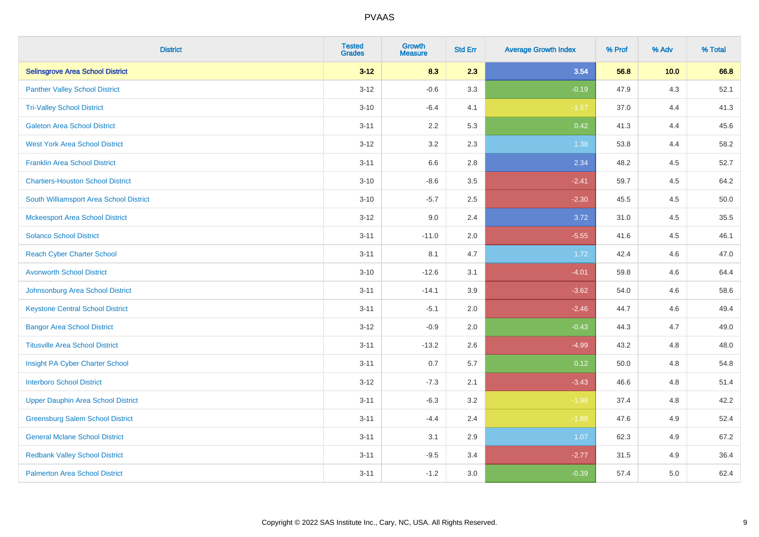# PVAAS

| District | Tested Grades | Growth Measure | Std Err | Average Growth Index | % Prof | % Adv | % Total |
|---|---|---|---|---|---|---|---|
| **Selinsgrove Area School District** | **3-12** | **8.3** | **2.3** | **3.54** | **56.8** | **10.0** | **66.8** |
| Panther Valley School District | 3-12 | -0.6 | 3.3 | -0.19 | 47.9 | 4.3 | 52.1 |
| Tri-Valley School District | 3-10 | -6.4 | 4.1 | -1.57 | 37.0 | 4.4 | 41.3 |
| Galeton Area School District | 3-11 | 2.2 | 5.3 | 0.42 | 41.3 | 4.4 | 45.6 |
| West York Area School District | 3-12 | 3.2 | 2.3 | 1.38 | 53.8 | 4.4 | 58.2 |
| Franklin Area School District | 3-11 | 6.6 | 2.8 | 2.34 | 48.2 | 4.5 | 52.7 |
| Chartiers-Houston School District | 3-10 | -8.6 | 3.5 | -2.41 | 59.7 | 4.5 | 64.2 |
| South Williamsport Area School District | 3-10 | -5.7 | 2.5 | -2.30 | 45.5 | 4.5 | 50.0 |
| Mckeesport Area School District | 3-12 | 9.0 | 2.4 | 3.72 | 31.0 | 4.5 | 35.5 |
| Solanco School District | 3-11 | -11.0 | 2.0 | -5.55 | 41.6 | 4.5 | 46.1 |
| Reach Cyber Charter School | 3-11 | 8.1 | 4.7 | 1.72 | 42.4 | 4.6 | 47.0 |
| Avonworth School District | 3-10 | -12.6 | 3.1 | -4.01 | 59.8 | 4.6 | 64.4 |
| Johnsonburg Area School District | 3-11 | -14.1 | 3.9 | -3.62 | 54.0 | 4.6 | 58.6 |
| Keystone Central School District | 3-11 | -5.1 | 2.0 | -2.46 | 44.7 | 4.6 | 49.4 |
| Bangor Area School District | 3-12 | -0.9 | 2.0 | -0.43 | 44.3 | 4.7 | 49.0 |
| Titusville Area School District | 3-11 | -13.2 | 2.6 | -4.99 | 43.2 | 4.8 | 48.0 |
| Insight PA Cyber Charter School | 3-11 | 0.7 | 5.7 | 0.12 | 50.0 | 4.8 | 54.8 |
| Interboro School District | 3-12 | -7.3 | 2.1 | -3.43 | 46.6 | 4.8 | 51.4 |
| Upper Dauphin Area School District | 3-11 | -6.3 | 3.2 | -1.98 | 37.4 | 4.8 | 42.2 |
| Greensburg Salem School District | 3-11 | -4.4 | 2.4 | -1.88 | 47.6 | 4.9 | 52.4 |
| General Mclane School District | 3-11 | 3.1 | 2.9 | 1.07 | 62.3 | 4.9 | 67.2 |
| Redbank Valley School District | 3-11 | -9.5 | 3.4 | -2.77 | 31.5 | 4.9 | 36.4 |
| Palmerton Area School District | 3-11 | -1.2 | 3.0 | -0.39 | 57.4 | 5.0 | 62.4 |

Copyright © 2022 SAS Institute Inc., Cary, NC, USA. All Rights Reserved.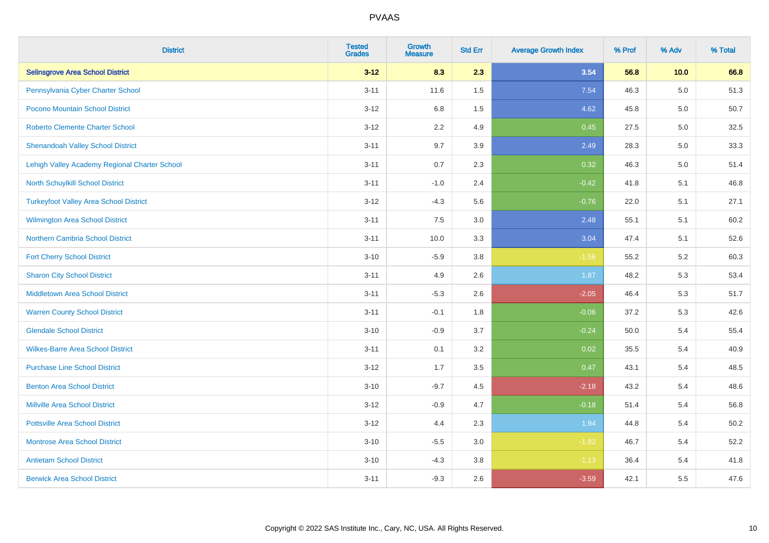| District | Tested Grades | Growth Measure | Std Err | Average Growth Index | % Prof | % Adv | % Total |
|---|---|---|---|---|---|---|---|
| **Selinsgrove Area School District** | **3-12** | **8.3** | **2.3** | **3.54** | **56.8** | **10.0** | **66.8** |
| Pennsylvania Cyber Charter School | 3-11 | 11.6 | 1.5 | 7.54 | 46.3 | 5.0 | 51.3 |
| Pocono Mountain School District | 3-12 | 6.8 | 1.5 | 4.62 | 45.8 | 5.0 | 50.7 |
| Roberto Clemente Charter School | 3-12 | 2.2 | 4.9 | 0.45 | 27.5 | 5.0 | 32.5 |
| Shenandoah Valley School District | 3-11 | 9.7 | 3.9 | 2.49 | 28.3 | 5.0 | 33.3 |
| Lehigh Valley Academy Regional Charter School | 3-11 | 0.7 | 2.3 | 0.32 | 46.3 | 5.0 | 51.4 |
| North Schuylkill School District | 3-11 | -1.0 | 2.4 | -0.42 | 41.8 | 5.1 | 46.8 |
| Turkeyfoot Valley Area School District | 3-12 | -4.3 | 5.6 | -0.76 | 22.0 | 5.1 | 27.1 |
| Wilmington Area School District | 3-11 | 7.5 | 3.0 | 2.48 | 55.1 | 5.1 | 60.2 |
| Northern Cambria School District | 3-11 | 10.0 | 3.3 | 3.04 | 47.4 | 5.1 | 52.6 |
| Fort Cherry School District | 3-10 | -5.9 | 3.8 | -1.56 | 55.2 | 5.2 | 60.3 |
| Sharon City School District | 3-11 | 4.9 | 2.6 | 1.87 | 48.2 | 5.3 | 53.4 |
| Middletown Area School District | 3-11 | -5.3 | 2.6 | -2.05 | 46.4 | 5.3 | 51.7 |
| Warren County School District | 3-11 | -0.1 | 1.8 | -0.06 | 37.2 | 5.3 | 42.6 |
| Glendale School District | 3-10 | -0.9 | 3.7 | -0.24 | 50.0 | 5.4 | 55.4 |
| Wilkes-Barre Area School District | 3-11 | 0.1 | 3.2 | 0.02 | 35.5 | 5.4 | 40.9 |
| Purchase Line School District | 3-12 | 1.7 | 3.5 | 0.47 | 43.1 | 5.4 | 48.5 |
| Benton Area School District | 3-10 | -9.7 | 4.5 | -2.18 | 43.2 | 5.4 | 48.6 |
| Millville Area School District | 3-12 | -0.9 | 4.7 | -0.18 | 51.4 | 5.4 | 56.8 |
| Pottsville Area School District | 3-12 | 4.4 | 2.3 | 1.94 | 44.8 | 5.4 | 50.2 |
| Montrose Area School District | 3-10 | -5.5 | 3.0 | -1.82 | 46.7 | 5.4 | 52.2 |
| Antietam School District | 3-10 | -4.3 | 3.8 | -1.13 | 36.4 | 5.4 | 41.8 |
| Berwick Area School District | 3-11 | -9.3 | 2.6 | -3.59 | 42.1 | 5.5 | 47.6 |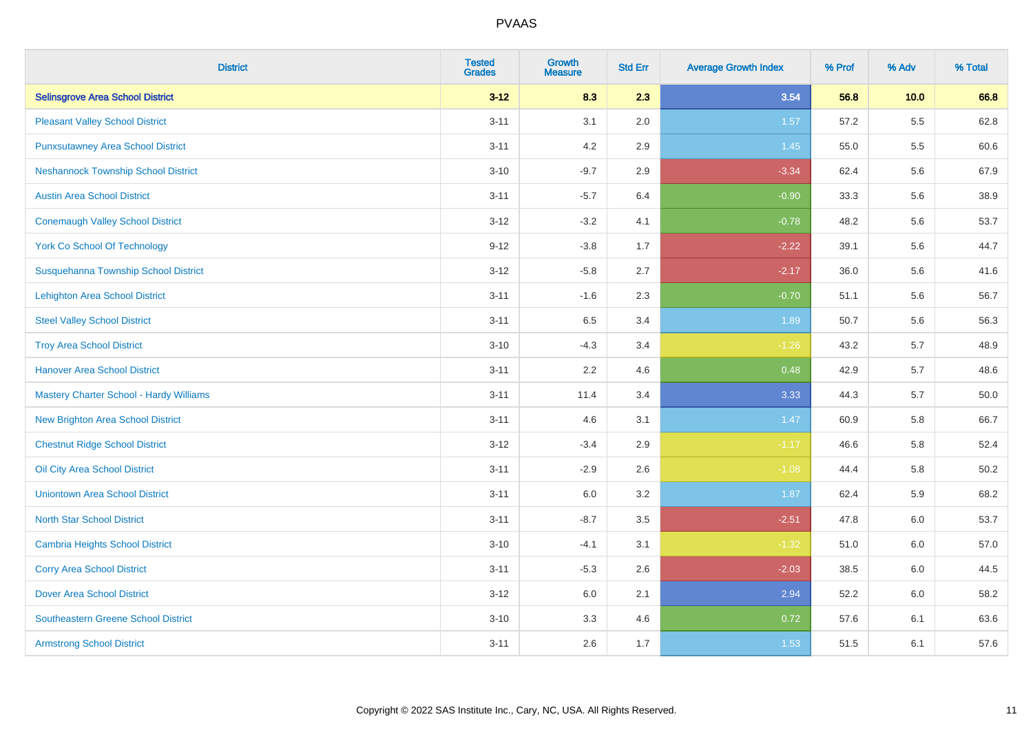# PVAAS

| District | Tested Grades | Growth Measure | Std Err | Average Growth Index | % Prof | % Adv | % Total |
|---|---|---|---|---|---|---|---|
| **Selinsgrove Area School District** | **3-12** | **8.3** | **2.3** | **3.54** | **56.8** | **10.0** | **66.8** |
| Pleasant Valley School District | 3-11 | 3.1 | 2.0 | 1.57 | 57.2 | 5.5 | 62.8 |
| Punxsutawney Area School District | 3-11 | 4.2 | 2.9 | 1.45 | 55.0 | 5.5 | 60.6 |
| Neshannock Township School District | 3-10 | -9.7 | 2.9 | -3.34 | 62.4 | 5.6 | 67.9 |
| Austin Area School District | 3-11 | -5.7 | 6.4 | -0.90 | 33.3 | 5.6 | 38.9 |
| Conemaugh Valley School District | 3-12 | -3.2 | 4.1 | -0.78 | 48.2 | 5.6 | 53.7 |
| York Co School Of Technology | 9-12 | -3.8 | 1.7 | -2.22 | 39.1 | 5.6 | 44.7 |
| Susquehanna Township School District | 3-12 | -5.8 | 2.7 | -2.17 | 36.0 | 5.6 | 41.6 |
| Lehighton Area School District | 3-11 | -1.6 | 2.3 | -0.70 | 51.1 | 5.6 | 56.7 |
| Steel Valley School District | 3-11 | 6.5 | 3.4 | 1.89 | 50.7 | 5.6 | 56.3 |
| Troy Area School District | 3-10 | -4.3 | 3.4 | -1.26 | 43.2 | 5.7 | 48.9 |
| Hanover Area School District | 3-11 | 2.2 | 4.6 | 0.48 | 42.9 | 5.7 | 48.6 |
| Mastery Charter School - Hardy Williams | 3-11 | 11.4 | 3.4 | 3.33 | 44.3 | 5.7 | 50.0 |
| New Brighton Area School District | 3-11 | 4.6 | 3.1 | 1.47 | 60.9 | 5.8 | 66.7 |
| Chestnut Ridge School District | 3-12 | -3.4 | 2.9 | -1.17 | 46.6 | 5.8 | 52.4 |
| Oil City Area School District | 3-11 | -2.9 | 2.6 | -1.08 | 44.4 | 5.8 | 50.2 |
| Uniontown Area School District | 3-11 | 6.0 | 3.2 | 1.87 | 62.4 | 5.9 | 68.2 |
| North Star School District | 3-11 | -8.7 | 3.5 | -2.51 | 47.8 | 6.0 | 53.7 |
| Cambria Heights School District | 3-10 | -4.1 | 3.1 | -1.32 | 51.0 | 6.0 | 57.0 |
| Corry Area School District | 3-11 | -5.3 | 2.6 | -2.03 | 38.5 | 6.0 | 44.5 |
| Dover Area School District | 3-12 | 6.0 | 2.1 | 2.94 | 52.2 | 6.0 | 58.2 |
| Southeastern Greene School District | 3-10 | 3.3 | 4.6 | 0.72 | 57.6 | 6.1 | 63.6 |
| Armstrong School District | 3-11 | 2.6 | 1.7 | 1.53 | 51.5 | 6.1 | 57.6 |

Copyright © 2022 SAS Institute Inc., Cary, NC, USA. All Rights Reserved.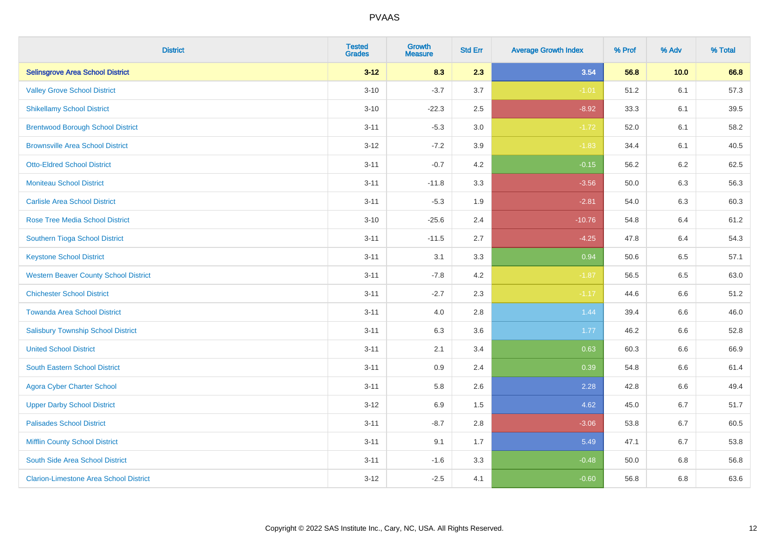| District | Tested Grades | Growth Measure | Std Err | Average Growth Index | % Prof | % Adv | % Total |
|---|---|---|---|---|---|---|---|
| **Selinsgrove Area School District** | **3-12** | **8.3** | **2.3** | **3.54** | **56.8** | **10.0** | **66.8** |
| Valley Grove School District | 3-10 | -3.7 | 3.7 | -1.01 | 51.2 | 6.1 | 57.3 |
| Shikellamy School District | 3-10 | -22.3 | 2.5 | -8.92 | 33.3 | 6.1 | 39.5 |
| Brentwood Borough School District | 3-11 | -5.3 | 3.0 | -1.72 | 52.0 | 6.1 | 58.2 |
| Brownsville Area School District | 3-12 | -7.2 | 3.9 | -1.83 | 34.4 | 6.1 | 40.5 |
| Otto-Eldred School District | 3-11 | -0.7 | 4.2 | -0.15 | 56.2 | 6.2 | 62.5 |
| Moniteau School District | 3-11 | -11.8 | 3.3 | -3.56 | 50.0 | 6.3 | 56.3 |
| Carlisle Area School District | 3-11 | -5.3 | 1.9 | -2.81 | 54.0 | 6.3 | 60.3 |
| Rose Tree Media School District | 3-10 | -25.6 | 2.4 | -10.76 | 54.8 | 6.4 | 61.2 |
| Southern Tioga School District | 3-11 | -11.5 | 2.7 | -4.25 | 47.8 | 6.4 | 54.3 |
| Keystone School District | 3-11 | 3.1 | 3.3 | 0.94 | 50.6 | 6.5 | 57.1 |
| Western Beaver County School District | 3-11 | -7.8 | 4.2 | -1.87 | 56.5 | 6.5 | 63.0 |
| Chichester School District | 3-11 | -2.7 | 2.3 | -1.17 | 44.6 | 6.6 | 51.2 |
| Towanda Area School District | 3-11 | 4.0 | 2.8 | 1.44 | 39.4 | 6.6 | 46.0 |
| Salisbury Township School District | 3-11 | 6.3 | 3.6 | 1.77 | 46.2 | 6.6 | 52.8 |
| United School District | 3-11 | 2.1 | 3.4 | 0.63 | 60.3 | 6.6 | 66.9 |
| South Eastern School District | 3-11 | 0.9 | 2.4 | 0.39 | 54.8 | 6.6 | 61.4 |
| Agora Cyber Charter School | 3-11 | 5.8 | 2.6 | 2.28 | 42.8 | 6.6 | 49.4 |
| Upper Darby School District | 3-12 | 6.9 | 1.5 | 4.62 | 45.0 | 6.7 | 51.7 |
| Palisades School District | 3-11 | -8.7 | 2.8 | -3.06 | 53.8 | 6.7 | 60.5 |
| Mifflin County School District | 3-11 | 9.1 | 1.7 | 5.49 | 47.1 | 6.7 | 53.8 |
| South Side Area School District | 3-11 | -1.6 | 3.3 | -0.48 | 50.0 | 6.8 | 56.8 |
| Clarion-Limestone Area School District | 3-12 | -2.5 | 4.1 | -0.60 | 56.8 | 6.8 | 63.6 |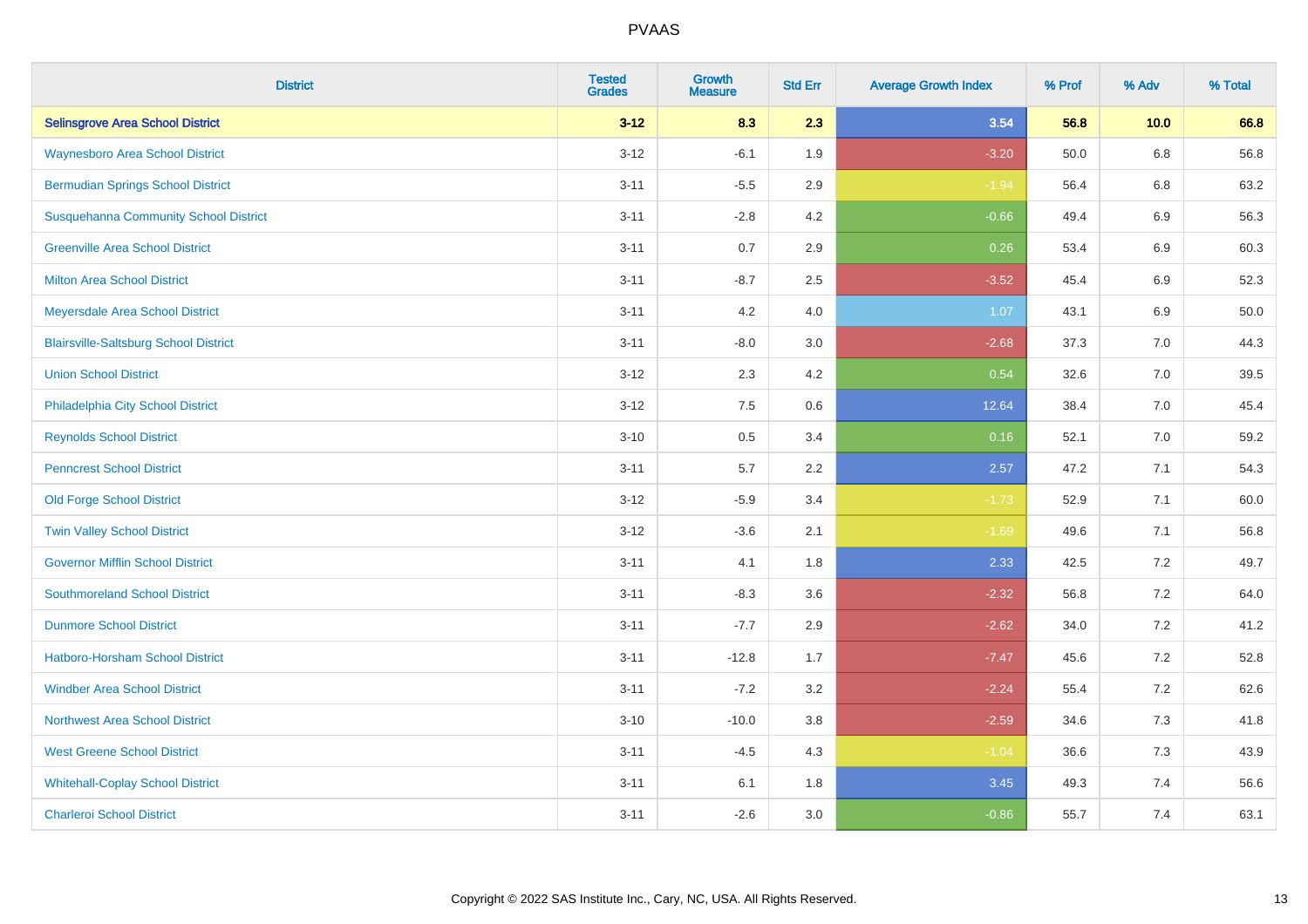# PVAAS

| District | Tested Grades | Growth Measure | Std Err | Average Growth Index | % Prof | % Adv | % Total |
|---|---|---|---|---|---|---|---|
| **Selinsgrove Area School District** | **3-12** | **8.3** | **2.3** | **3.54** | **56.8** | **10.0** | **66.8** |
| Waynesboro Area School District | 3-12 | -6.1 | 1.9 | -3.20 | 50.0 | 6.8 | 56.8 |
| Bermudian Springs School District | 3-11 | -5.5 | 2.9 | -1.94 | 56.4 | 6.8 | 63.2 |
| Susquehanna Community School District | 3-11 | -2.8 | 4.2 | -0.66 | 49.4 | 6.9 | 56.3 |
| Greenville Area School District | 3-11 | 0.7 | 2.9 | 0.26 | 53.4 | 6.9 | 60.3 |
| Milton Area School District | 3-11 | -8.7 | 2.5 | -3.52 | 45.4 | 6.9 | 52.3 |
| Meyersdale Area School District | 3-11 | 4.2 | 4.0 | 1.07 | 43.1 | 6.9 | 50.0 |
| Blairsville-Saltsburg School District | 3-11 | -8.0 | 3.0 | -2.68 | 37.3 | 7.0 | 44.3 |
| Union School District | 3-12 | 2.3 | 4.2 | 0.54 | 32.6 | 7.0 | 39.5 |
| Philadelphia City School District | 3-12 | 7.5 | 0.6 | 12.64 | 38.4 | 7.0 | 45.4 |
| Reynolds School District | 3-10 | 0.5 | 3.4 | 0.16 | 52.1 | 7.0 | 59.2 |
| Penncrest School District | 3-11 | 5.7 | 2.2 | 2.57 | 47.2 | 7.1 | 54.3 |
| Old Forge School District | 3-12 | -5.9 | 3.4 | -1.73 | 52.9 | 7.1 | 60.0 |
| Twin Valley School District | 3-12 | -3.6 | 2.1 | -1.69 | 49.6 | 7.1 | 56.8 |
| Governor Mifflin School District | 3-11 | 4.1 | 1.8 | 2.33 | 42.5 | 7.2 | 49.7 |
| Southmoreland School District | 3-11 | -8.3 | 3.6 | -2.32 | 56.8 | 7.2 | 64.0 |
| Dunmore School District | 3-11 | -7.7 | 2.9 | -2.62 | 34.0 | 7.2 | 41.2 |
| Hatboro-Horsham School District | 3-11 | -12.8 | 1.7 | -7.47 | 45.6 | 7.2 | 52.8 |
| Windber Area School District | 3-11 | -7.2 | 3.2 | -2.24 | 55.4 | 7.2 | 62.6 |
| Northwest Area School District | 3-10 | -10.0 | 3.8 | -2.59 | 34.6 | 7.3 | 41.8 |
| West Greene School District | 3-11 | -4.5 | 4.3 | -1.04 | 36.6 | 7.3 | 43.9 |
| Whitehall-Coplay School District | 3-11 | 6.1 | 1.8 | 3.45 | 49.3 | 7.4 | 56.6 |
| Charleroi School District | 3-11 | -2.6 | 3.0 | -0.86 | 55.7 | 7.4 | 63.1 |

Copyright © 2022 SAS Institute Inc., Cary, NC, USA. All Rights Reserved.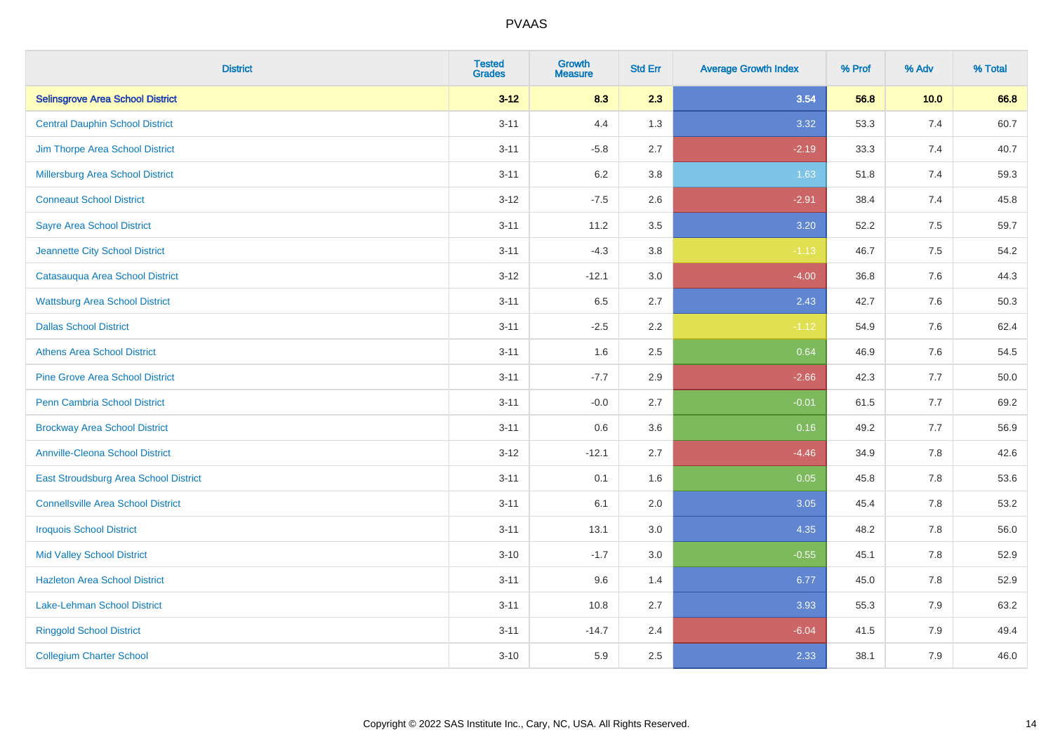PVAAS

| District | Tested Grades | Growth Measure | Std Err | Average Growth Index | % Prof | % Adv | % Total |
|---|---|---|---|---|---|---|---|
| **Selinsgrove Area School District** | **3-12** | **8.3** | **2.3** | **3.54** | **56.8** | **10.0** | **66.8** |
| Central Dauphin School District | 3-11 | 4.4 | 1.3 | 3.32 | 53.3 | 7.4 | 60.7 |
| Jim Thorpe Area School District | 3-11 | -5.8 | 2.7 | -2.19 | 33.3 | 7.4 | 40.7 |
| Millersburg Area School District | 3-11 | 6.2 | 3.8 | 1.63 | 51.8 | 7.4 | 59.3 |
| Conneaut School District | 3-12 | -7.5 | 2.6 | -2.91 | 38.4 | 7.4 | 45.8 |
| Sayre Area School District | 3-11 | 11.2 | 3.5 | 3.20 | 52.2 | 7.5 | 59.7 |
| Jeannette City School District | 3-11 | -4.3 | 3.8 | -1.13 | 46.7 | 7.5 | 54.2 |
| Catasauqua Area School District | 3-12 | -12.1 | 3.0 | -4.00 | 36.8 | 7.6 | 44.3 |
| Wattsburg Area School District | 3-11 | 6.5 | 2.7 | 2.43 | 42.7 | 7.6 | 50.3 |
| Dallas School District | 3-11 | -2.5 | 2.2 | -1.12 | 54.9 | 7.6 | 62.4 |
| Athens Area School District | 3-11 | 1.6 | 2.5 | 0.64 | 46.9 | 7.6 | 54.5 |
| Pine Grove Area School District | 3-11 | -7.7 | 2.9 | -2.66 | 42.3 | 7.7 | 50.0 |
| Penn Cambria School District | 3-11 | -0.0 | 2.7 | -0.01 | 61.5 | 7.7 | 69.2 |
| Brockway Area School District | 3-11 | 0.6 | 3.6 | 0.16 | 49.2 | 7.7 | 56.9 |
| Annville-Cleona School District | 3-12 | -12.1 | 2.7 | -4.46 | 34.9 | 7.8 | 42.6 |
| East Stroudsburg Area School District | 3-11 | 0.1 | 1.6 | 0.05 | 45.8 | 7.8 | 53.6 |
| Connellsville Area School District | 3-11 | 6.1 | 2.0 | 3.05 | 45.4 | 7.8 | 53.2 |
| Iroquois School District | 3-11 | 13.1 | 3.0 | 4.35 | 48.2 | 7.8 | 56.0 |
| Mid Valley School District | 3-10 | -1.7 | 3.0 | -0.55 | 45.1 | 7.8 | 52.9 |
| Hazleton Area School District | 3-11 | 9.6 | 1.4 | 6.77 | 45.0 | 7.8 | 52.9 |
| Lake-Lehman School District | 3-11 | 10.8 | 2.7 | 3.93 | 55.3 | 7.9 | 63.2 |
| Ringgold School District | 3-11 | -14.7 | 2.4 | -6.04 | 41.5 | 7.9 | 49.4 |
| Collegium Charter School | 3-10 | 5.9 | 2.5 | 2.33 | 38.1 | 7.9 | 46.0 |

Copyright © 2022 SAS Institute Inc., Cary, NC, USA. All Rights Reserved.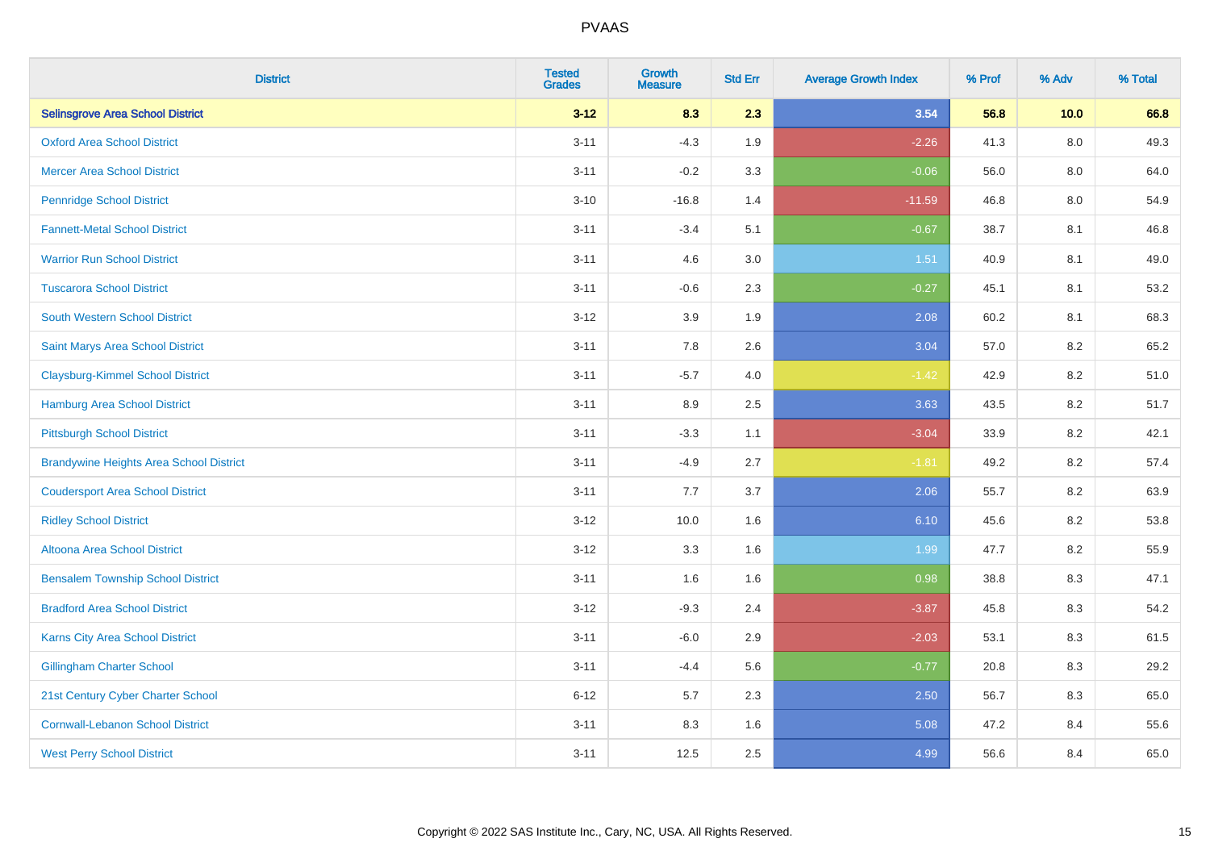# PVAAS

| District | Tested Grades | Growth Measure | Std Err | Average Growth Index | % Prof | % Adv | % Total |
|---|---|---|---|---|---|---|---|
| **Selinsgrove Area School District** | **3-12** | **8.3** | **2.3** | **3.54** | **56.8** | **10.0** | **66.8** |
| Oxford Area School District | 3-11 | -4.3 | 1.9 | -2.26 | 41.3 | 8.0 | 49.3 |
| Mercer Area School District | 3-11 | -0.2 | 3.3 | -0.06 | 56.0 | 8.0 | 64.0 |
| Pennridge School District | 3-10 | -16.8 | 1.4 | -11.59 | 46.8 | 8.0 | 54.9 |
| Fannett-Metal School District | 3-11 | -3.4 | 5.1 | -0.67 | 38.7 | 8.1 | 46.8 |
| Warrior Run School District | 3-11 | 4.6 | 3.0 | 1.51 | 40.9 | 8.1 | 49.0 |
| Tuscarora School District | 3-11 | -0.6 | 2.3 | -0.27 | 45.1 | 8.1 | 53.2 |
| South Western School District | 3-12 | 3.9 | 1.9 | 2.08 | 60.2 | 8.1 | 68.3 |
| Saint Marys Area School District | 3-11 | 7.8 | 2.6 | 3.04 | 57.0 | 8.2 | 65.2 |
| Claysburg-Kimmel School District | 3-11 | -5.7 | 4.0 | -1.42 | 42.9 | 8.2 | 51.0 |
| Hamburg Area School District | 3-11 | 8.9 | 2.5 | 3.63 | 43.5 | 8.2 | 51.7 |
| Pittsburgh School District | 3-11 | -3.3 | 1.1 | -3.04 | 33.9 | 8.2 | 42.1 |
| Brandywine Heights Area School District | 3-11 | -4.9 | 2.7 | -1.81 | 49.2 | 8.2 | 57.4 |
| Coudersport Area School District | 3-11 | 7.7 | 3.7 | 2.06 | 55.7 | 8.2 | 63.9 |
| Ridley School District | 3-12 | 10.0 | 1.6 | 6.10 | 45.6 | 8.2 | 53.8 |
| Altoona Area School District | 3-12 | 3.3 | 1.6 | 1.99 | 47.7 | 8.2 | 55.9 |
| Bensalem Township School District | 3-11 | 1.6 | 1.6 | 0.98 | 38.8 | 8.3 | 47.1 |
| Bradford Area School District | 3-12 | -9.3 | 2.4 | -3.87 | 45.8 | 8.3 | 54.2 |
| Karns City Area School District | 3-11 | -6.0 | 2.9 | -2.03 | 53.1 | 8.3 | 61.5 |
| Gillingham Charter School | 3-11 | -4.4 | 5.6 | -0.77 | 20.8 | 8.3 | 29.2 |
| 21st Century Cyber Charter School | 6-12 | 5.7 | 2.3 | 2.50 | 56.7 | 8.3 | 65.0 |
| Cornwall-Lebanon School District | 3-11 | 8.3 | 1.6 | 5.08 | 47.2 | 8.4 | 55.6 |
| West Perry School District | 3-11 | 12.5 | 2.5 | 4.99 | 56.6 | 8.4 | 65.0 |

Copyright © 2022 SAS Institute Inc., Cary, NC, USA. All Rights Reserved.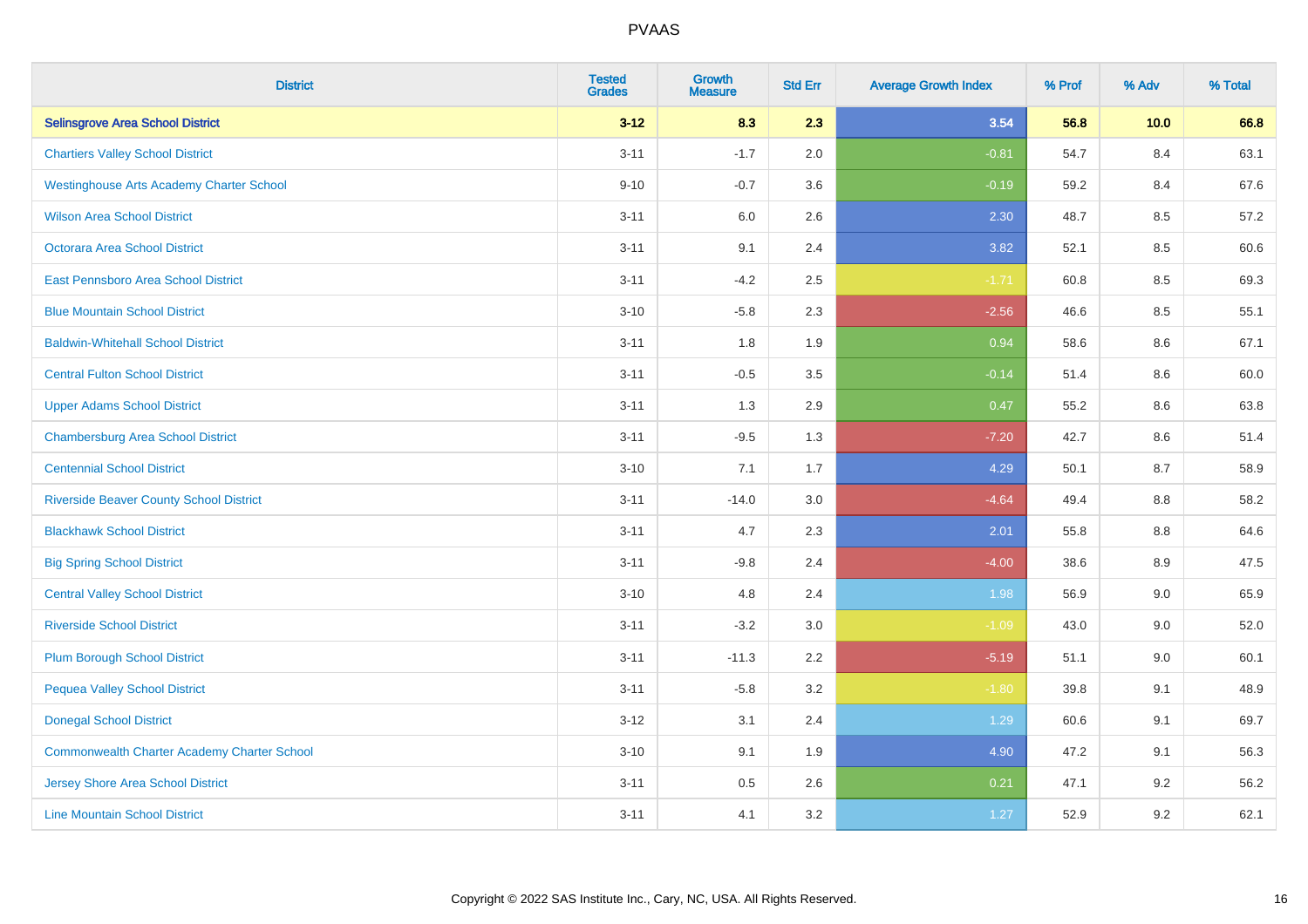| District | Tested Grades | Growth Measure | Std Err | Average Growth Index | % Prof | % Adv | % Total |
|---|---|---|---|---|---|---|---|
| **Selinsgrove Area School District** | **3-12** | **8.3** | **2.3** | **3.54** | **56.8** | **10.0** | **66.8** |
| Chartiers Valley School District | 3-11 | -1.7 | 2.0 | -0.81 | 54.7 | 8.4 | 63.1 |
| Westinghouse Arts Academy Charter School | 9-10 | -0.7 | 3.6 | -0.19 | 59.2 | 8.4 | 67.6 |
| Wilson Area School District | 3-11 | 6.0 | 2.6 | 2.30 | 48.7 | 8.5 | 57.2 |
| Octorara Area School District | 3-11 | 9.1 | 2.4 | 3.82 | 52.1 | 8.5 | 60.6 |
| East Pennsboro Area School District | 3-11 | -4.2 | 2.5 | -1.71 | 60.8 | 8.5 | 69.3 |
| Blue Mountain School District | 3-10 | -5.8 | 2.3 | -2.56 | 46.6 | 8.5 | 55.1 |
| Baldwin-Whitehall School District | 3-11 | 1.8 | 1.9 | 0.94 | 58.6 | 8.6 | 67.1 |
| Central Fulton School District | 3-11 | -0.5 | 3.5 | -0.14 | 51.4 | 8.6 | 60.0 |
| Upper Adams School District | 3-11 | 1.3 | 2.9 | 0.47 | 55.2 | 8.6 | 63.8 |
| Chambersburg Area School District | 3-11 | -9.5 | 1.3 | -7.20 | 42.7 | 8.6 | 51.4 |
| Centennial School District | 3-10 | 7.1 | 1.7 | 4.29 | 50.1 | 8.7 | 58.9 |
| Riverside Beaver County School District | 3-11 | -14.0 | 3.0 | -4.64 | 49.4 | 8.8 | 58.2 |
| Blackhawk School District | 3-11 | 4.7 | 2.3 | 2.01 | 55.8 | 8.8 | 64.6 |
| Big Spring School District | 3-11 | -9.8 | 2.4 | -4.00 | 38.6 | 8.9 | 47.5 |
| Central Valley School District | 3-10 | 4.8 | 2.4 | 1.98 | 56.9 | 9.0 | 65.9 |
| Riverside School District | 3-11 | -3.2 | 3.0 | -1.09 | 43.0 | 9.0 | 52.0 |
| Plum Borough School District | 3-11 | -11.3 | 2.2 | -5.19 | 51.1 | 9.0 | 60.1 |
| Pequea Valley School District | 3-11 | -5.8 | 3.2 | -1.80 | 39.8 | 9.1 | 48.9 |
| Donegal School District | 3-12 | 3.1 | 2.4 | 1.29 | 60.6 | 9.1 | 69.7 |
| Commonwealth Charter Academy Charter School | 3-10 | 9.1 | 1.9 | 4.90 | 47.2 | 9.1 | 56.3 |
| Jersey Shore Area School District | 3-11 | 0.5 | 2.6 | 0.21 | 47.1 | 9.2 | 56.2 |
| Line Mountain School District | 3-11 | 4.1 | 3.2 | 1.27 | 52.9 | 9.2 | 62.1 |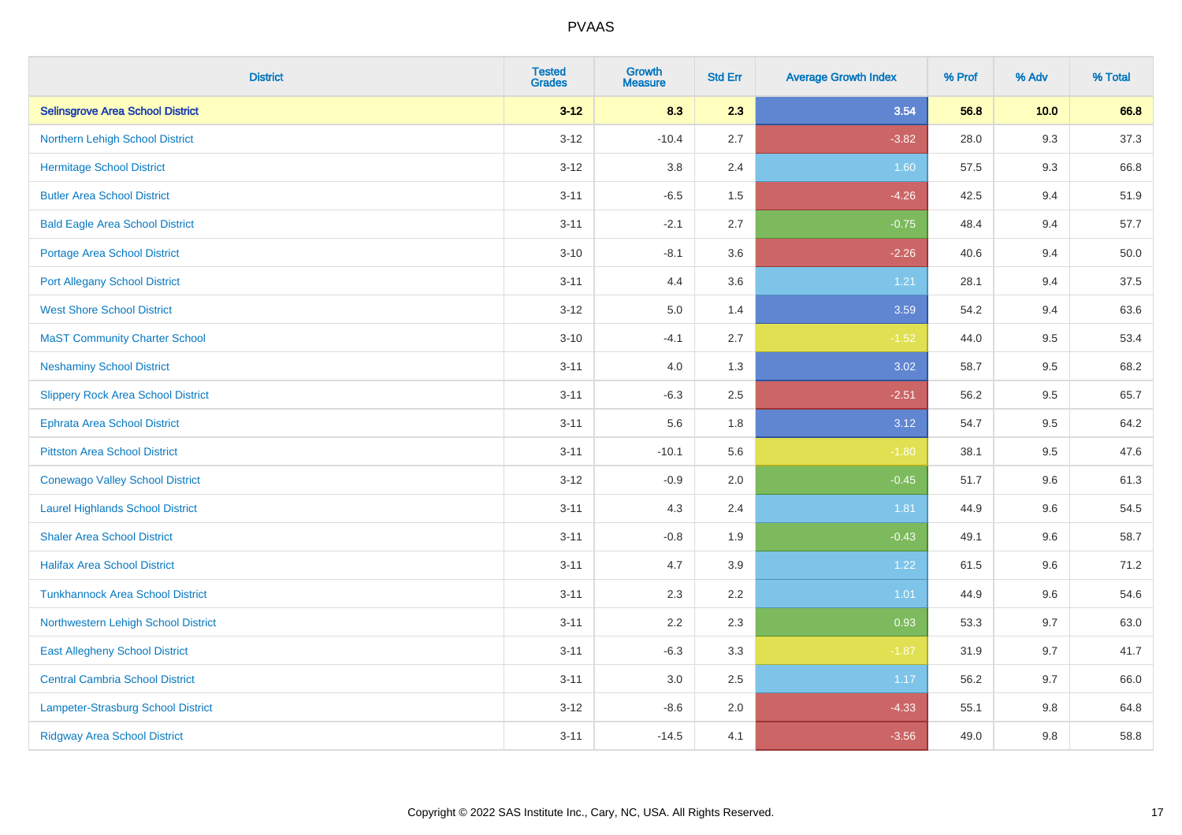# PVAAS

| District | Tested Grades | Growth Measure | Std Err | Average Growth Index | % Prof | % Adv | % Total |
|---|---|---|---|---|---|---|---|
| **Selinsgrove Area School District** | **3-12** | **8.3** | **2.3** | **3.54** | **56.8** | **10.0** | **66.8** |
| Northern Lehigh School District | 3-12 | -10.4 | 2.7 | -3.82 | 28.0 | 9.3 | 37.3 |
| Hermitage School District | 3-12 | 3.8 | 2.4 | 1.60 | 57.5 | 9.3 | 66.8 |
| Butler Area School District | 3-11 | -6.5 | 1.5 | -4.26 | 42.5 | 9.4 | 51.9 |
| Bald Eagle Area School District | 3-11 | -2.1 | 2.7 | -0.75 | 48.4 | 9.4 | 57.7 |
| Portage Area School District | 3-10 | -8.1 | 3.6 | -2.26 | 40.6 | 9.4 | 50.0 |
| Port Allegany School District | 3-11 | 4.4 | 3.6 | 1.21 | 28.1 | 9.4 | 37.5 |
| West Shore School District | 3-12 | 5.0 | 1.4 | 3.59 | 54.2 | 9.4 | 63.6 |
| MaST Community Charter School | 3-10 | -4.1 | 2.7 | -1.52 | 44.0 | 9.5 | 53.4 |
| Neshaminy School District | 3-11 | 4.0 | 1.3 | 3.02 | 58.7 | 9.5 | 68.2 |
| Slippery Rock Area School District | 3-11 | -6.3 | 2.5 | -2.51 | 56.2 | 9.5 | 65.7 |
| Ephrata Area School District | 3-11 | 5.6 | 1.8 | 3.12 | 54.7 | 9.5 | 64.2 |
| Pittston Area School District | 3-11 | -10.1 | 5.6 | -1.80 | 38.1 | 9.5 | 47.6 |
| Conewago Valley School District | 3-12 | -0.9 | 2.0 | -0.45 | 51.7 | 9.6 | 61.3 |
| Laurel Highlands School District | 3-11 | 4.3 | 2.4 | 1.81 | 44.9 | 9.6 | 54.5 |
| Shaler Area School District | 3-11 | -0.8 | 1.9 | -0.43 | 49.1 | 9.6 | 58.7 |
| Halifax Area School District | 3-11 | 4.7 | 3.9 | 1.22 | 61.5 | 9.6 | 71.2 |
| Tunkhannock Area School District | 3-11 | 2.3 | 2.2 | 1.01 | 44.9 | 9.6 | 54.6 |
| Northwestern Lehigh School District | 3-11 | 2.2 | 2.3 | 0.93 | 53.3 | 9.7 | 63.0 |
| East Allegheny School District | 3-11 | -6.3 | 3.3 | -1.87 | 31.9 | 9.7 | 41.7 |
| Central Cambria School District | 3-11 | 3.0 | 2.5 | 1.17 | 56.2 | 9.7 | 66.0 |
| Lampeter-Strasburg School District | 3-12 | -8.6 | 2.0 | -4.33 | 55.1 | 9.8 | 64.8 |
| Ridgway Area School District | 3-11 | -14.5 | 4.1 | -3.56 | 49.0 | 9.8 | 58.8 |

Copyright © 2022 SAS Institute Inc., Cary, NC, USA. All Rights Reserved.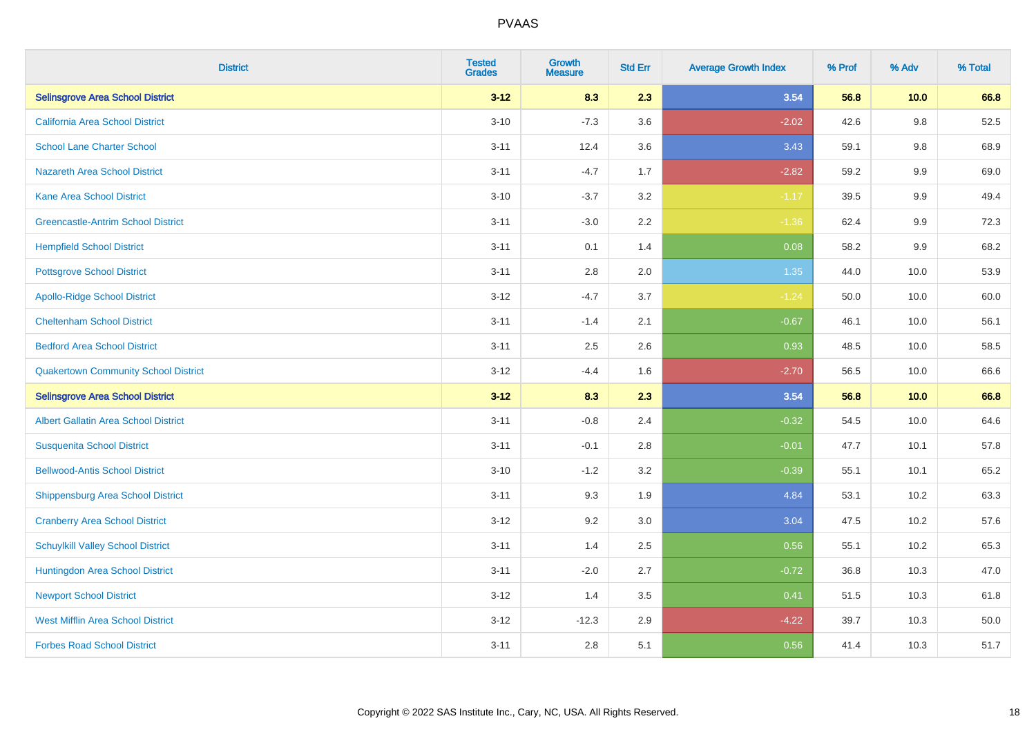# PVAAS

| District | Tested Grades | Growth Measure | Std Err | Average Growth Index | % Prof | % Adv | % Total |
|---|---|---|---|---|---|---|---|
| **Selinsgrove Area School District** | **3-12** | **8.3** | **2.3** | **3.54** | **56.8** | **10.0** | **66.8** |
| California Area School District | 3-10 | -7.3 | 3.6 | -2.02 | 42.6 | 9.8 | 52.5 |
| School Lane Charter School | 3-11 | 12.4 | 3.6 | 3.43 | 59.1 | 9.8 | 68.9 |
| Nazareth Area School District | 3-11 | -4.7 | 1.7 | -2.82 | 59.2 | 9.9 | 69.0 |
| Kane Area School District | 3-10 | -3.7 | 3.2 | -1.17 | 39.5 | 9.9 | 49.4 |
| Greencastle-Antrim School District | 3-11 | -3.0 | 2.2 | -1.36 | 62.4 | 9.9 | 72.3 |
| Hempfield School District | 3-11 | 0.1 | 1.4 | 0.08 | 58.2 | 9.9 | 68.2 |
| Pottsgrove School District | 3-11 | 2.8 | 2.0 | 1.35 | 44.0 | 10.0 | 53.9 |
| Apollo-Ridge School District | 3-12 | -4.7 | 3.7 | -1.24 | 50.0 | 10.0 | 60.0 |
| Cheltenham School District | 3-11 | -1.4 | 2.1 | -0.67 | 46.1 | 10.0 | 56.1 |
| Bedford Area School District | 3-11 | 2.5 | 2.6 | 0.93 | 48.5 | 10.0 | 58.5 |
| Quakertown Community School District | 3-12 | -4.4 | 1.6 | -2.70 | 56.5 | 10.0 | 66.6 |
| **Selinsgrove Area School District** | **3-12** | **8.3** | **2.3** | **3.54** | **56.8** | **10.0** | **66.8** |
| Albert Gallatin Area School District | 3-11 | -0.8 | 2.4 | -0.32 | 54.5 | 10.0 | 64.6 |
| Susquenita School District | 3-11 | -0.1 | 2.8 | -0.01 | 47.7 | 10.1 | 57.8 |
| Bellwood-Antis School District | 3-10 | -1.2 | 3.2 | -0.39 | 55.1 | 10.1 | 65.2 |
| Shippensburg Area School District | 3-11 | 9.3 | 1.9 | 4.84 | 53.1 | 10.2 | 63.3 |
| Cranberry Area School District | 3-12 | 9.2 | 3.0 | 3.04 | 47.5 | 10.2 | 57.6 |
| Schuylkill Valley School District | 3-11 | 1.4 | 2.5 | 0.56 | 55.1 | 10.2 | 65.3 |
| Huntingdon Area School District | 3-11 | -2.0 | 2.7 | -0.72 | 36.8 | 10.3 | 47.0 |
| Newport School District | 3-12 | 1.4 | 3.5 | 0.41 | 51.5 | 10.3 | 61.8 |
| West Mifflin Area School District | 3-12 | -12.3 | 2.9 | -4.22 | 39.7 | 10.3 | 50.0 |
| Forbes Road School District | 3-11 | 2.8 | 5.1 | 0.56 | 41.4 | 10.3 | 51.7 |

Copyright © 2022 SAS Institute Inc., Cary, NC, USA. All Rights Reserved.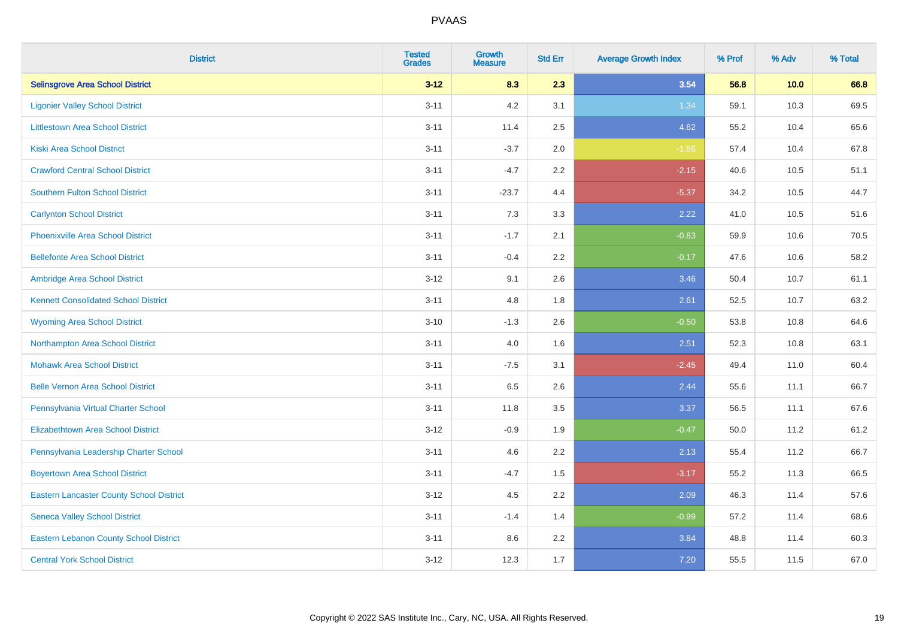# PVAAS

| District | Tested Grades | Growth Measure | Std Err | Average Growth Index | % Prof | % Adv | % Total |
|---|---|---|---|---|---|---|---|
| **Selinsgrove Area School District** | **3-12** | **8.3** | **2.3** | **3.54** | **56.8** | **10.0** | **66.8** |
| Ligonier Valley School District | 3-11 | 4.2 | 3.1 | 1.34 | 59.1 | 10.3 | 69.5 |
| Littlestown Area School District | 3-11 | 11.4 | 2.5 | 4.62 | 55.2 | 10.4 | 65.6 |
| Kiski Area School District | 3-11 | -3.7 | 2.0 | -1.86 | 57.4 | 10.4 | 67.8 |
| Crawford Central School District | 3-11 | -4.7 | 2.2 | -2.15 | 40.6 | 10.5 | 51.1 |
| Southern Fulton School District | 3-11 | -23.7 | 4.4 | -5.37 | 34.2 | 10.5 | 44.7 |
| Carlynton School District | 3-11 | 7.3 | 3.3 | 2.22 | 41.0 | 10.5 | 51.6 |
| Phoenixville Area School District | 3-11 | -1.7 | 2.1 | -0.83 | 59.9 | 10.6 | 70.5 |
| Bellefonte Area School District | 3-11 | -0.4 | 2.2 | -0.17 | 47.6 | 10.6 | 58.2 |
| Ambridge Area School District | 3-12 | 9.1 | 2.6 | 3.46 | 50.4 | 10.7 | 61.1 |
| Kennett Consolidated School District | 3-11 | 4.8 | 1.8 | 2.61 | 52.5 | 10.7 | 63.2 |
| Wyoming Area School District | 3-10 | -1.3 | 2.6 | -0.50 | 53.8 | 10.8 | 64.6 |
| Northampton Area School District | 3-11 | 4.0 | 1.6 | 2.51 | 52.3 | 10.8 | 63.1 |
| Mohawk Area School District | 3-11 | -7.5 | 3.1 | -2.45 | 49.4 | 11.0 | 60.4 |
| Belle Vernon Area School District | 3-11 | 6.5 | 2.6 | 2.44 | 55.6 | 11.1 | 66.7 |
| Pennsylvania Virtual Charter School | 3-11 | 11.8 | 3.5 | 3.37 | 56.5 | 11.1 | 67.6 |
| Elizabethtown Area School District | 3-12 | -0.9 | 1.9 | -0.47 | 50.0 | 11.2 | 61.2 |
| Pennsylvania Leadership Charter School | 3-11 | 4.6 | 2.2 | 2.13 | 55.4 | 11.2 | 66.7 |
| Boyertown Area School District | 3-11 | -4.7 | 1.5 | -3.17 | 55.2 | 11.3 | 66.5 |
| Eastern Lancaster County School District | 3-12 | 4.5 | 2.2 | 2.09 | 46.3 | 11.4 | 57.6 |
| Seneca Valley School District | 3-11 | -1.4 | 1.4 | -0.99 | 57.2 | 11.4 | 68.6 |
| Eastern Lebanon County School District | 3-11 | 8.6 | 2.2 | 3.84 | 48.8 | 11.4 | 60.3 |
| Central York School District | 3-12 | 12.3 | 1.7 | 7.20 | 55.5 | 11.5 | 67.0 |

Copyright © 2022 SAS Institute Inc., Cary, NC, USA. All Rights Reserved.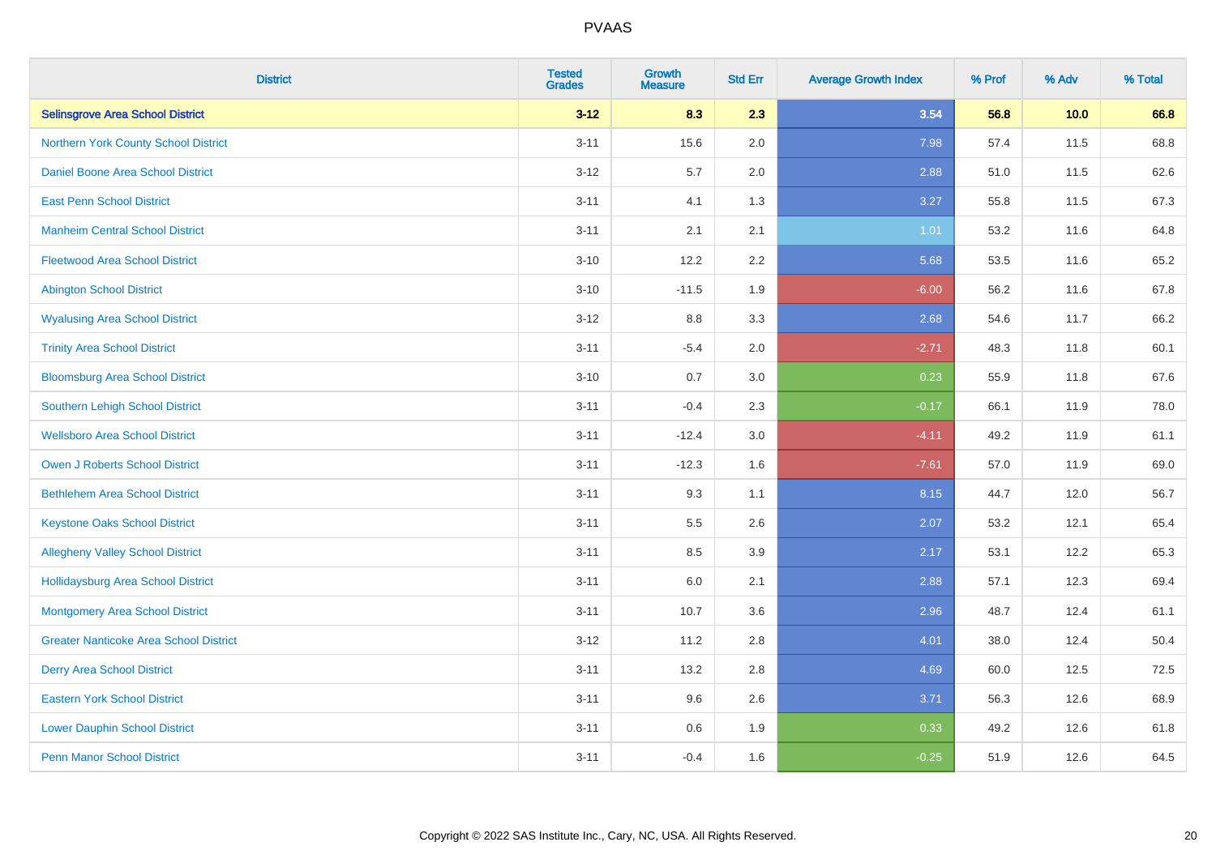# PVAAS

| District | Tested Grades | Growth Measure | Std Err | Average Growth Index | % Prof | % Adv | % Total |
|---|---|---|---|---|---|---|---|
| **Selinsgrove Area School District** | **3-12** | **8.3** | **2.3** | **3.54** | **56.8** | **10.0** | **66.8** |
| Northern York County School District | 3-11 | 15.6 | 2.0 | 7.98 | 57.4 | 11.5 | 68.8 |
| Daniel Boone Area School District | 3-12 | 5.7 | 2.0 | 2.88 | 51.0 | 11.5 | 62.6 |
| East Penn School District | 3-11 | 4.1 | 1.3 | 3.27 | 55.8 | 11.5 | 67.3 |
| Manheim Central School District | 3-11 | 2.1 | 2.1 | 1.01 | 53.2 | 11.6 | 64.8 |
| Fleetwood Area School District | 3-10 | 12.2 | 2.2 | 5.68 | 53.5 | 11.6 | 65.2 |
| Abington School District | 3-10 | -11.5 | 1.9 | -6.00 | 56.2 | 11.6 | 67.8 |
| Wyalusing Area School District | 3-12 | 8.8 | 3.3 | 2.68 | 54.6 | 11.7 | 66.2 |
| Trinity Area School District | 3-11 | -5.4 | 2.0 | -2.71 | 48.3 | 11.8 | 60.1 |
| Bloomsburg Area School District | 3-10 | 0.7 | 3.0 | 0.23 | 55.9 | 11.8 | 67.6 |
| Southern Lehigh School District | 3-11 | -0.4 | 2.3 | -0.17 | 66.1 | 11.9 | 78.0 |
| Wellsboro Area School District | 3-11 | -12.4 | 3.0 | -4.11 | 49.2 | 11.9 | 61.1 |
| Owen J Roberts School District | 3-11 | -12.3 | 1.6 | -7.61 | 57.0 | 11.9 | 69.0 |
| Bethlehem Area School District | 3-11 | 9.3 | 1.1 | 8.15 | 44.7 | 12.0 | 56.7 |
| Keystone Oaks School District | 3-11 | 5.5 | 2.6 | 2.07 | 53.2 | 12.1 | 65.4 |
| Allegheny Valley School District | 3-11 | 8.5 | 3.9 | 2.17 | 53.1 | 12.2 | 65.3 |
| Hollidaysburg Area School District | 3-11 | 6.0 | 2.1 | 2.88 | 57.1 | 12.3 | 69.4 |
| Montgomery Area School District | 3-11 | 10.7 | 3.6 | 2.96 | 48.7 | 12.4 | 61.1 |
| Greater Nanticoke Area School District | 3-12 | 11.2 | 2.8 | 4.01 | 38.0 | 12.4 | 50.4 |
| Derry Area School District | 3-11 | 13.2 | 2.8 | 4.69 | 60.0 | 12.5 | 72.5 |
| Eastern York School District | 3-11 | 9.6 | 2.6 | 3.71 | 56.3 | 12.6 | 68.9 |
| Lower Dauphin School District | 3-11 | 0.6 | 1.9 | 0.33 | 49.2 | 12.6 | 61.8 |
| Penn Manor School District | 3-11 | -0.4 | 1.6 | -0.25 | 51.9 | 12.6 | 64.5 |

Copyright © 2022 SAS Institute Inc., Cary, NC, USA. All Rights Reserved.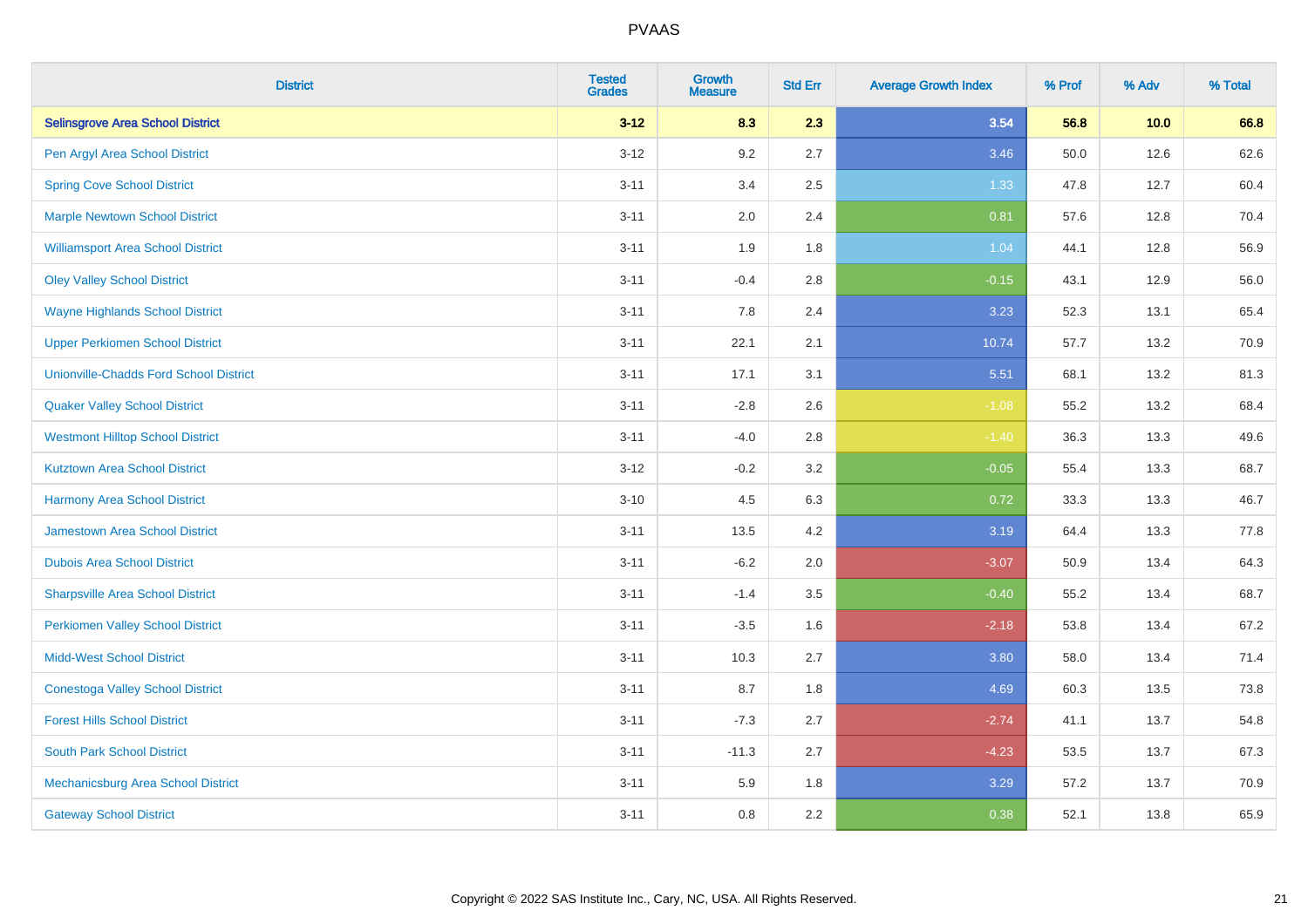# PVAAS

| District | Tested Grades | Growth Measure | Std Err | Average Growth Index | % Prof | % Adv | % Total |
|---|---|---|---|---|---|---|---|
| **Selinsgrove Area School District** | **3-12** | **8.3** | **2.3** | **3.54** | **56.8** | **10.0** | **66.8** |
| Pen Argyl Area School District | 3-12 | 9.2 | 2.7 | 3.46 | 50.0 | 12.6 | 62.6 |
| Spring Cove School District | 3-11 | 3.4 | 2.5 | 1.33 | 47.8 | 12.7 | 60.4 |
| Marple Newtown School District | 3-11 | 2.0 | 2.4 | 0.81 | 57.6 | 12.8 | 70.4 |
| Williamsport Area School District | 3-11 | 1.9 | 1.8 | 1.04 | 44.1 | 12.8 | 56.9 |
| Oley Valley School District | 3-11 | -0.4 | 2.8 | -0.15 | 43.1 | 12.9 | 56.0 |
| Wayne Highlands School District | 3-11 | 7.8 | 2.4 | 3.23 | 52.3 | 13.1 | 65.4 |
| Upper Perkiomen School District | 3-11 | 22.1 | 2.1 | 10.74 | 57.7 | 13.2 | 70.9 |
| Unionville-Chadds Ford School District | 3-11 | 17.1 | 3.1 | 5.51 | 68.1 | 13.2 | 81.3 |
| Quaker Valley School District | 3-11 | -2.8 | 2.6 | -1.08 | 55.2 | 13.2 | 68.4 |
| Westmont Hilltop School District | 3-11 | -4.0 | 2.8 | -1.40 | 36.3 | 13.3 | 49.6 |
| Kutztown Area School District | 3-12 | -0.2 | 3.2 | -0.05 | 55.4 | 13.3 | 68.7 |
| Harmony Area School District | 3-10 | 4.5 | 6.3 | 0.72 | 33.3 | 13.3 | 46.7 |
| Jamestown Area School District | 3-11 | 13.5 | 4.2 | 3.19 | 64.4 | 13.3 | 77.8 |
| Dubois Area School District | 3-11 | -6.2 | 2.0 | -3.07 | 50.9 | 13.4 | 64.3 |
| Sharpsville Area School District | 3-11 | -1.4 | 3.5 | -0.40 | 55.2 | 13.4 | 68.7 |
| Perkiomen Valley School District | 3-11 | -3.5 | 1.6 | -2.18 | 53.8 | 13.4 | 67.2 |
| Midd-West School District | 3-11 | 10.3 | 2.7 | 3.80 | 58.0 | 13.4 | 71.4 |
| Conestoga Valley School District | 3-11 | 8.7 | 1.8 | 4.69 | 60.3 | 13.5 | 73.8 |
| Forest Hills School District | 3-11 | -7.3 | 2.7 | -2.74 | 41.1 | 13.7 | 54.8 |
| South Park School District | 3-11 | -11.3 | 2.7 | -4.23 | 53.5 | 13.7 | 67.3 |
| Mechanicsburg Area School District | 3-11 | 5.9 | 1.8 | 3.29 | 57.2 | 13.7 | 70.9 |
| Gateway School District | 3-11 | 0.8 | 2.2 | 0.38 | 52.1 | 13.8 | 65.9 |

Copyright © 2022 SAS Institute Inc., Cary, NC, USA. All Rights Reserved.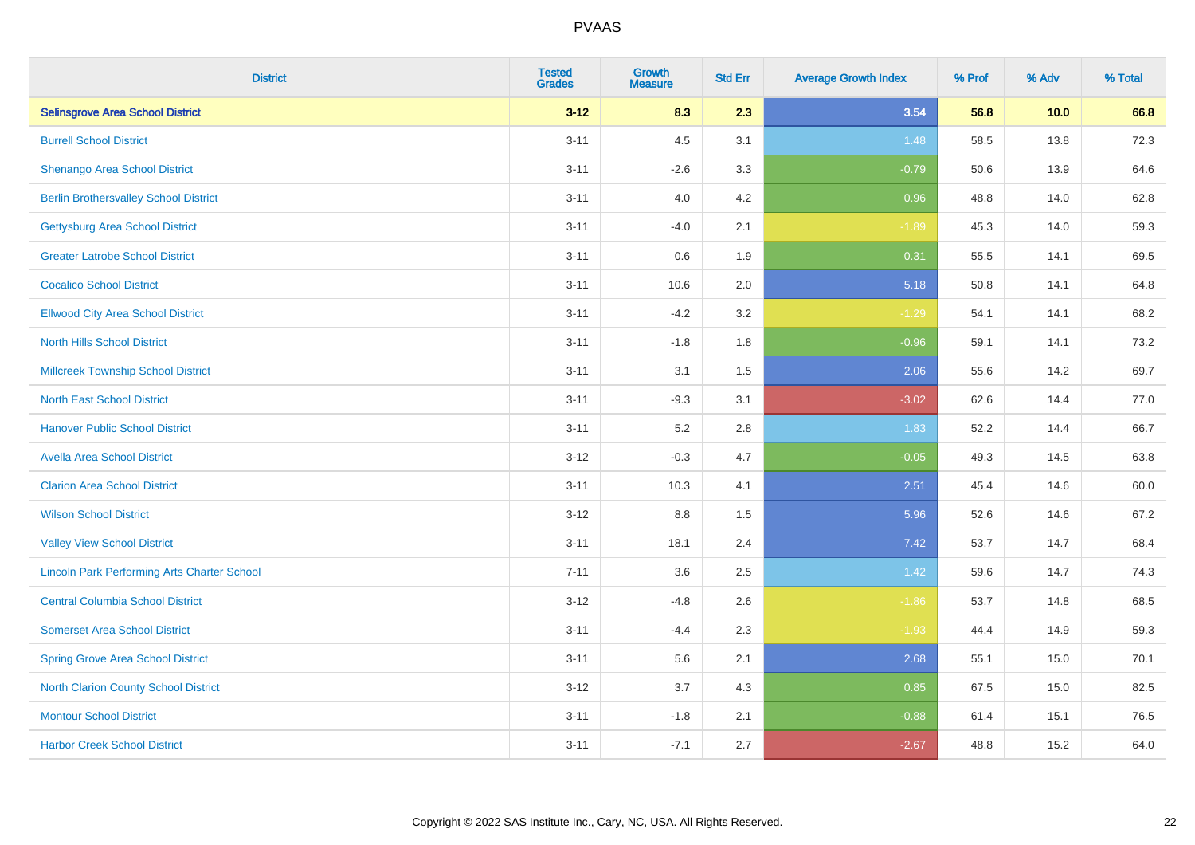# PVAAS

| District | Tested Grades | Growth Measure | Std Err | Average Growth Index | % Prof | % Adv | % Total |
|---|---|---|---|---|---|---|---|
| **Selinsgrove Area School District** | **3-12** | **8.3** | **2.3** | **3.54** | **56.8** | **10.0** | **66.8** |
| Burrell School District | 3-11 | 4.5 | 3.1 | 1.48 | 58.5 | 13.8 | 72.3 |
| Shenango Area School District | 3-11 | -2.6 | 3.3 | -0.79 | 50.6 | 13.9 | 64.6 |
| Berlin Brothersvalley School District | 3-11 | 4.0 | 4.2 | 0.96 | 48.8 | 14.0 | 62.8 |
| Gettysburg Area School District | 3-11 | -4.0 | 2.1 | -1.89 | 45.3 | 14.0 | 59.3 |
| Greater Latrobe School District | 3-11 | 0.6 | 1.9 | 0.31 | 55.5 | 14.1 | 69.5 |
| Cocalico School District | 3-11 | 10.6 | 2.0 | 5.18 | 50.8 | 14.1 | 64.8 |
| Ellwood City Area School District | 3-11 | -4.2 | 3.2 | -1.29 | 54.1 | 14.1 | 68.2 |
| North Hills School District | 3-11 | -1.8 | 1.8 | -0.96 | 59.1 | 14.1 | 73.2 |
| Millcreek Township School District | 3-11 | 3.1 | 1.5 | 2.06 | 55.6 | 14.2 | 69.7 |
| North East School District | 3-11 | -9.3 | 3.1 | -3.02 | 62.6 | 14.4 | 77.0 |
| Hanover Public School District | 3-11 | 5.2 | 2.8 | 1.83 | 52.2 | 14.4 | 66.7 |
| Avella Area School District | 3-12 | -0.3 | 4.7 | -0.05 | 49.3 | 14.5 | 63.8 |
| Clarion Area School District | 3-11 | 10.3 | 4.1 | 2.51 | 45.4 | 14.6 | 60.0 |
| Wilson School District | 3-12 | 8.8 | 1.5 | 5.96 | 52.6 | 14.6 | 67.2 |
| Valley View School District | 3-11 | 18.1 | 2.4 | 7.42 | 53.7 | 14.7 | 68.4 |
| Lincoln Park Performing Arts Charter School | 7-11 | 3.6 | 2.5 | 1.42 | 59.6 | 14.7 | 74.3 |
| Central Columbia School District | 3-12 | -4.8 | 2.6 | -1.86 | 53.7 | 14.8 | 68.5 |
| Somerset Area School District | 3-11 | -4.4 | 2.3 | -1.93 | 44.4 | 14.9 | 59.3 |
| Spring Grove Area School District | 3-11 | 5.6 | 2.1 | 2.68 | 55.1 | 15.0 | 70.1 |
| North Clarion County School District | 3-12 | 3.7 | 4.3 | 0.85 | 67.5 | 15.0 | 82.5 |
| Montour School District | 3-11 | -1.8 | 2.1 | -0.88 | 61.4 | 15.1 | 76.5 |
| Harbor Creek School District | 3-11 | -7.1 | 2.7 | -2.67 | 48.8 | 15.2 | 64.0 |

Copyright © 2022 SAS Institute Inc., Cary, NC, USA. All Rights Reserved.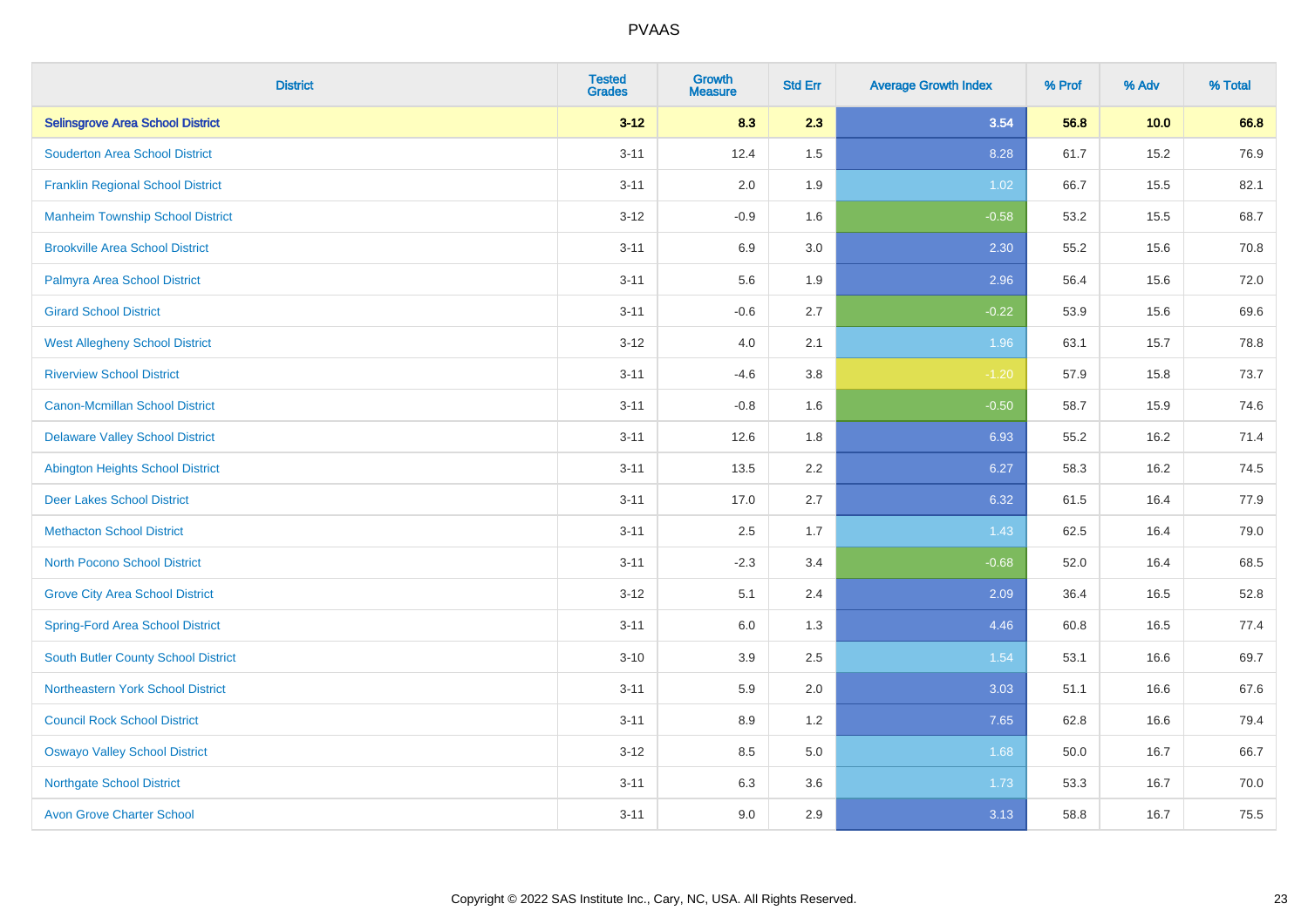PVAAS

| District | Tested Grades | Growth Measure | Std Err | Average Growth Index | % Prof | % Adv | % Total |
|---|---|---|---|---|---|---|---|
| **Selinsgrove Area School District** | **3-12** | **8.3** | **2.3** | **3.54** | **56.8** | **10.0** | **66.8** |
| Souderton Area School District | 3-11 | 12.4 | 1.5 | 8.28 | 61.7 | 15.2 | 76.9 |
| Franklin Regional School District | 3-11 | 2.0 | 1.9 | 1.02 | 66.7 | 15.5 | 82.1 |
| Manheim Township School District | 3-12 | -0.9 | 1.6 | -0.58 | 53.2 | 15.5 | 68.7 |
| Brookville Area School District | 3-11 | 6.9 | 3.0 | 2.30 | 55.2 | 15.6 | 70.8 |
| Palmyra Area School District | 3-11 | 5.6 | 1.9 | 2.96 | 56.4 | 15.6 | 72.0 |
| Girard School District | 3-11 | -0.6 | 2.7 | -0.22 | 53.9 | 15.6 | 69.6 |
| West Allegheny School District | 3-12 | 4.0 | 2.1 | 1.96 | 63.1 | 15.7 | 78.8 |
| Riverview School District | 3-11 | -4.6 | 3.8 | -1.20 | 57.9 | 15.8 | 73.7 |
| Canon-Mcmillan School District | 3-11 | -0.8 | 1.6 | -0.50 | 58.7 | 15.9 | 74.6 |
| Delaware Valley School District | 3-11 | 12.6 | 1.8 | 6.93 | 55.2 | 16.2 | 71.4 |
| Abington Heights School District | 3-11 | 13.5 | 2.2 | 6.27 | 58.3 | 16.2 | 74.5 |
| Deer Lakes School District | 3-11 | 17.0 | 2.7 | 6.32 | 61.5 | 16.4 | 77.9 |
| Methacton School District | 3-11 | 2.5 | 1.7 | 1.43 | 62.5 | 16.4 | 79.0 |
| North Pocono School District | 3-11 | -2.3 | 3.4 | -0.68 | 52.0 | 16.4 | 68.5 |
| Grove City Area School District | 3-12 | 5.1 | 2.4 | 2.09 | 36.4 | 16.5 | 52.8 |
| Spring-Ford Area School District | 3-11 | 6.0 | 1.3 | 4.46 | 60.8 | 16.5 | 77.4 |
| South Butler County School District | 3-10 | 3.9 | 2.5 | 1.54 | 53.1 | 16.6 | 69.7 |
| Northeastern York School District | 3-11 | 5.9 | 2.0 | 3.03 | 51.1 | 16.6 | 67.6 |
| Council Rock School District | 3-11 | 8.9 | 1.2 | 7.65 | 62.8 | 16.6 | 79.4 |
| Oswayo Valley School District | 3-12 | 8.5 | 5.0 | 1.68 | 50.0 | 16.7 | 66.7 |
| Northgate School District | 3-11 | 6.3 | 3.6 | 1.73 | 53.3 | 16.7 | 70.0 |
| Avon Grove Charter School | 3-11 | 9.0 | 2.9 | 3.13 | 58.8 | 16.7 | 75.5 |

Copyright © 2022 SAS Institute Inc., Cary, NC, USA. All Rights Reserved.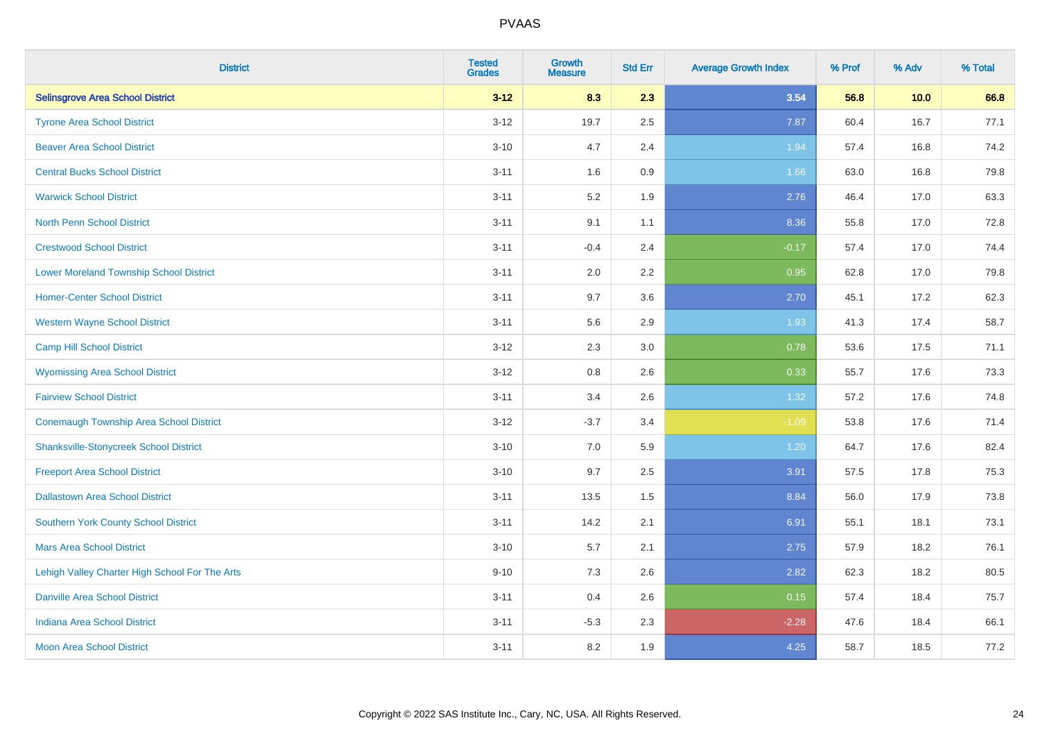# PVAAS

| District | Tested Grades | Growth Measure | Std Err | Average Growth Index | % Prof | % Adv | % Total |
|---|---|---|---|---|---|---|---|
| **Selinsgrove Area School District** | **3-12** | **8.3** | **2.3** | **3.54** | **56.8** | **10.0** | **66.8** |
| Tyrone Area School District | 3-12 | 19.7 | 2.5 | 7.87 | 60.4 | 16.7 | 77.1 |
| Beaver Area School District | 3-10 | 4.7 | 2.4 | 1.94 | 57.4 | 16.8 | 74.2 |
| Central Bucks School District | 3-11 | 1.6 | 0.9 | 1.66 | 63.0 | 16.8 | 79.8 |
| Warwick School District | 3-11 | 5.2 | 1.9 | 2.76 | 46.4 | 17.0 | 63.3 |
| North Penn School District | 3-11 | 9.1 | 1.1 | 8.36 | 55.8 | 17.0 | 72.8 |
| Crestwood School District | 3-11 | -0.4 | 2.4 | -0.17 | 57.4 | 17.0 | 74.4 |
| Lower Moreland Township School District | 3-11 | 2.0 | 2.2 | 0.95 | 62.8 | 17.0 | 79.8 |
| Homer-Center School District | 3-11 | 9.7 | 3.6 | 2.70 | 45.1 | 17.2 | 62.3 |
| Western Wayne School District | 3-11 | 5.6 | 2.9 | 1.93 | 41.3 | 17.4 | 58.7 |
| Camp Hill School District | 3-12 | 2.3 | 3.0 | 0.78 | 53.6 | 17.5 | 71.1 |
| Wyomissing Area School District | 3-12 | 0.8 | 2.6 | 0.33 | 55.7 | 17.6 | 73.3 |
| Fairview School District | 3-11 | 3.4 | 2.6 | 1.32 | 57.2 | 17.6 | 74.8 |
| Conemaugh Township Area School District | 3-12 | -3.7 | 3.4 | -1.09 | 53.8 | 17.6 | 71.4 |
| Shanksville-Stonycreek School District | 3-10 | 7.0 | 5.9 | 1.20 | 64.7 | 17.6 | 82.4 |
| Freeport Area School District | 3-10 | 9.7 | 2.5 | 3.91 | 57.5 | 17.8 | 75.3 |
| Dallastown Area School District | 3-11 | 13.5 | 1.5 | 8.84 | 56.0 | 17.9 | 73.8 |
| Southern York County School District | 3-11 | 14.2 | 2.1 | 6.91 | 55.1 | 18.1 | 73.1 |
| Mars Area School District | 3-10 | 5.7 | 2.1 | 2.75 | 57.9 | 18.2 | 76.1 |
| Lehigh Valley Charter High School For The Arts | 9-10 | 7.3 | 2.6 | 2.82 | 62.3 | 18.2 | 80.5 |
| Danville Area School District | 3-11 | 0.4 | 2.6 | 0.15 | 57.4 | 18.4 | 75.7 |
| Indiana Area School District | 3-11 | -5.3 | 2.3 | -2.28 | 47.6 | 18.4 | 66.1 |
| Moon Area School District | 3-11 | 8.2 | 1.9 | 4.25 | 58.7 | 18.5 | 77.2 |

Copyright © 2022 SAS Institute Inc., Cary, NC, USA. All Rights Reserved.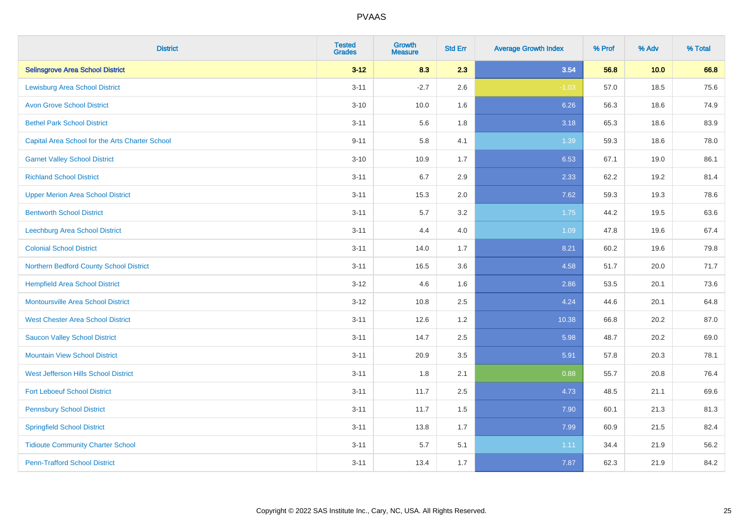| District | Tested Grades | Growth Measure | Std Err | Average Growth Index | % Prof | % Adv | % Total |
|---|---|---|---|---|---|---|---|
| **Selinsgrove Area School District** | **3-12** | **8.3** | **2.3** | **3.54** | **56.8** | **10.0** | **66.8** |
| Lewisburg Area School District | 3-11 | -2.7 | 2.6 | -1.03 | 57.0 | 18.5 | 75.6 |
| Avon Grove School District | 3-10 | 10.0 | 1.6 | 6.26 | 56.3 | 18.6 | 74.9 |
| Bethel Park School District | 3-11 | 5.6 | 1.8 | 3.18 | 65.3 | 18.6 | 83.9 |
| Capital Area School for the Arts Charter School | 9-11 | 5.8 | 4.1 | 1.39 | 59.3 | 18.6 | 78.0 |
| Garnet Valley School District | 3-10 | 10.9 | 1.7 | 6.53 | 67.1 | 19.0 | 86.1 |
| Richland School District | 3-11 | 6.7 | 2.9 | 2.33 | 62.2 | 19.2 | 81.4 |
| Upper Merion Area School District | 3-11 | 15.3 | 2.0 | 7.62 | 59.3 | 19.3 | 78.6 |
| Bentworth School District | 3-11 | 5.7 | 3.2 | 1.75 | 44.2 | 19.5 | 63.6 |
| Leechburg Area School District | 3-11 | 4.4 | 4.0 | 1.09 | 47.8 | 19.6 | 67.4 |
| Colonial School District | 3-11 | 14.0 | 1.7 | 8.21 | 60.2 | 19.6 | 79.8 |
| Northern Bedford County School District | 3-11 | 16.5 | 3.6 | 4.58 | 51.7 | 20.0 | 71.7 |
| Hempfield Area School District | 3-12 | 4.6 | 1.6 | 2.86 | 53.5 | 20.1 | 73.6 |
| Montoursville Area School District | 3-12 | 10.8 | 2.5 | 4.24 | 44.6 | 20.1 | 64.8 |
| West Chester Area School District | 3-11 | 12.6 | 1.2 | 10.38 | 66.8 | 20.2 | 87.0 |
| Saucon Valley School District | 3-11 | 14.7 | 2.5 | 5.98 | 48.7 | 20.2 | 69.0 |
| Mountain View School District | 3-11 | 20.9 | 3.5 | 5.91 | 57.8 | 20.3 | 78.1 |
| West Jefferson Hills School District | 3-11 | 1.8 | 2.1 | 0.88 | 55.7 | 20.8 | 76.4 |
| Fort Leboeuf School District | 3-11 | 11.7 | 2.5 | 4.73 | 48.5 | 21.1 | 69.6 |
| Pennsbury School District | 3-11 | 11.7 | 1.5 | 7.90 | 60.1 | 21.3 | 81.3 |
| Springfield School District | 3-11 | 13.8 | 1.7 | 7.99 | 60.9 | 21.5 | 82.4 |
| Tidioute Community Charter School | 3-11 | 5.7 | 5.1 | 1.11 | 34.4 | 21.9 | 56.2 |
| Penn-Trafford School District | 3-11 | 13.4 | 1.7 | 7.87 | 62.3 | 21.9 | 84.2 |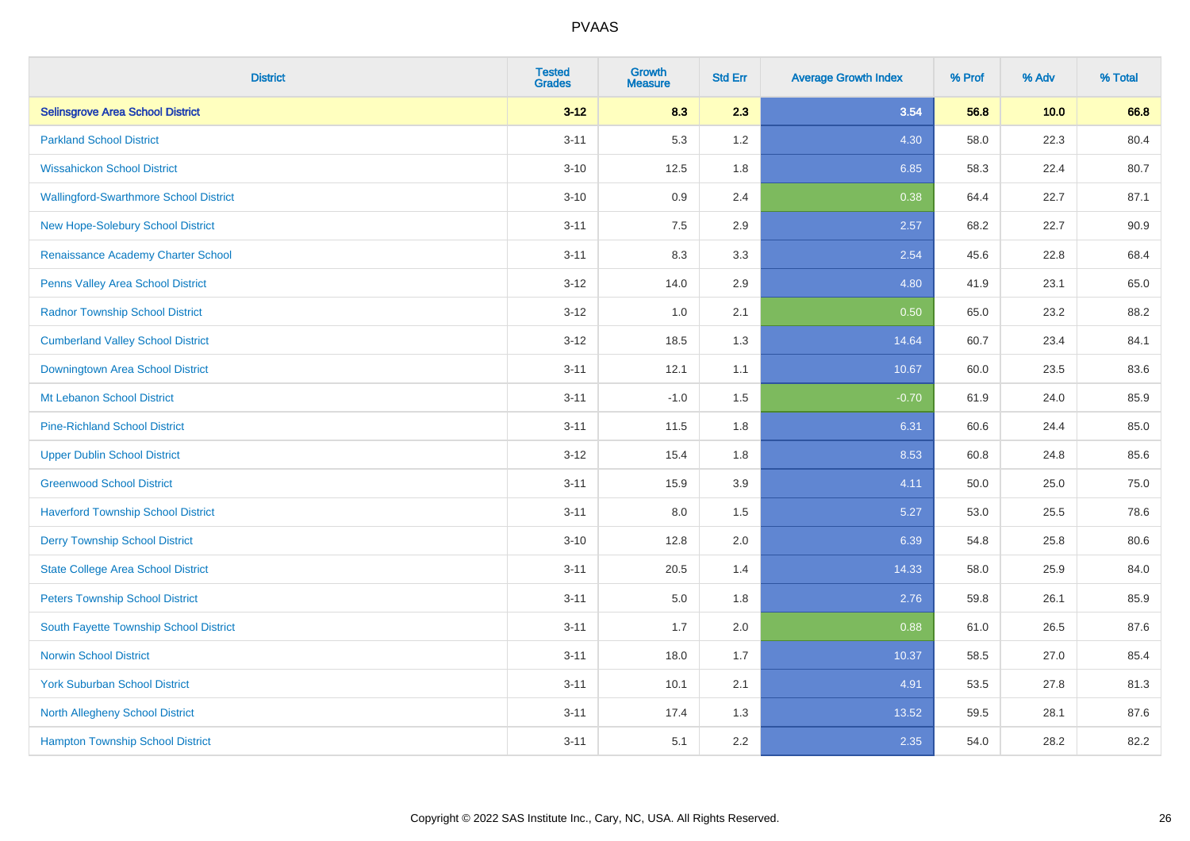PVAAS

| District | Tested Grades | Growth Measure | Std Err | Average Growth Index | % Prof | % Adv | % Total |
|---|---|---|---|---|---|---|---|
| **Selinsgrove Area School District** | **3-12** | **8.3** | **2.3** | **3.54** | **56.8** | **10.0** | **66.8** |
| Parkland School District | 3-11 | 5.3 | 1.2 | 4.30 | 58.0 | 22.3 | 80.4 |
| Wissahickon School District | 3-10 | 12.5 | 1.8 | 6.85 | 58.3 | 22.4 | 80.7 |
| Wallingford-Swarthmore School District | 3-10 | 0.9 | 2.4 | 0.38 | 64.4 | 22.7 | 87.1 |
| New Hope-Solebury School District | 3-11 | 7.5 | 2.9 | 2.57 | 68.2 | 22.7 | 90.9 |
| Renaissance Academy Charter School | 3-11 | 8.3 | 3.3 | 2.54 | 45.6 | 22.8 | 68.4 |
| Penns Valley Area School District | 3-12 | 14.0 | 2.9 | 4.80 | 41.9 | 23.1 | 65.0 |
| Radnor Township School District | 3-12 | 1.0 | 2.1 | 0.50 | 65.0 | 23.2 | 88.2 |
| Cumberland Valley School District | 3-12 | 18.5 | 1.3 | 14.64 | 60.7 | 23.4 | 84.1 |
| Downingtown Area School District | 3-11 | 12.1 | 1.1 | 10.67 | 60.0 | 23.5 | 83.6 |
| Mt Lebanon School District | 3-11 | -1.0 | 1.5 | -0.70 | 61.9 | 24.0 | 85.9 |
| Pine-Richland School District | 3-11 | 11.5 | 1.8 | 6.31 | 60.6 | 24.4 | 85.0 |
| Upper Dublin School District | 3-12 | 15.4 | 1.8 | 8.53 | 60.8 | 24.8 | 85.6 |
| Greenwood School District | 3-11 | 15.9 | 3.9 | 4.11 | 50.0 | 25.0 | 75.0 |
| Haverford Township School District | 3-11 | 8.0 | 1.5 | 5.27 | 53.0 | 25.5 | 78.6 |
| Derry Township School District | 3-10 | 12.8 | 2.0 | 6.39 | 54.8 | 25.8 | 80.6 |
| State College Area School District | 3-11 | 20.5 | 1.4 | 14.33 | 58.0 | 25.9 | 84.0 |
| Peters Township School District | 3-11 | 5.0 | 1.8 | 2.76 | 59.8 | 26.1 | 85.9 |
| South Fayette Township School District | 3-11 | 1.7 | 2.0 | 0.88 | 61.0 | 26.5 | 87.6 |
| Norwin School District | 3-11 | 18.0 | 1.7 | 10.37 | 58.5 | 27.0 | 85.4 |
| York Suburban School District | 3-11 | 10.1 | 2.1 | 4.91 | 53.5 | 27.8 | 81.3 |
| North Allegheny School District | 3-11 | 17.4 | 1.3 | 13.52 | 59.5 | 28.1 | 87.6 |
| Hampton Township School District | 3-11 | 5.1 | 2.2 | 2.35 | 54.0 | 28.2 | 82.2 |

Copyright © 2022 SAS Institute Inc., Cary, NC, USA. All Rights Reserved.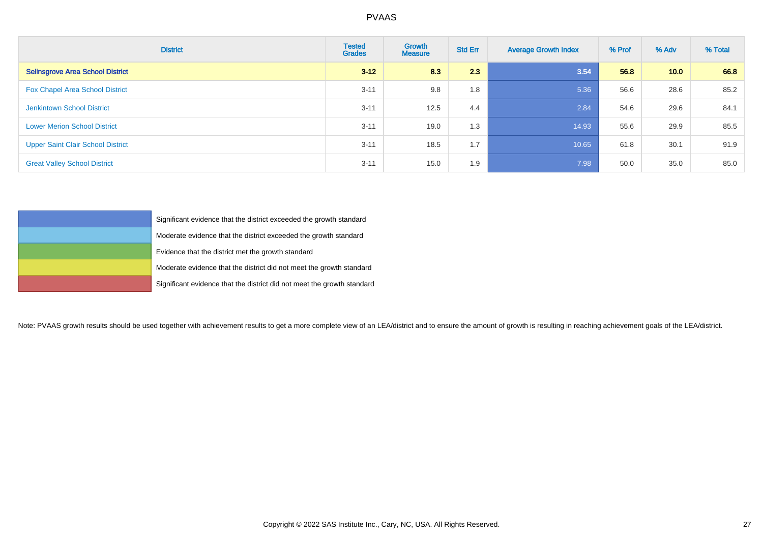PVAAS

| District | Tested Grades | Growth Measure | Std Err | Average Growth Index | % Prof | % Adv | % Total |
|---|---|---|---|---|---|---|---|
| **Selinsgrove Area School District** | **3-12** | **8.3** | **2.3** | **3.54** | **56.8** | **10.0** | **66.8** |
| Fox Chapel Area School District | 3-11 | 9.8 | 1.8 | 5.36 | 56.6 | 28.6 | 85.2 |
| Jenkintown School District | 3-11 | 12.5 | 4.4 | 2.84 | 54.6 | 29.6 | 84.1 |
| Lower Merion School District | 3-11 | 19.0 | 1.3 | 14.93 | 55.6 | 29.9 | 85.5 |
| Upper Saint Clair School District | 3-11 | 18.5 | 1.7 | 10.65 | 61.8 | 30.1 | 91.9 |
| Great Valley School District | 3-11 | 15.0 | 1.9 | 7.98 | 50.0 | 35.0 | 85.0 |

Significant evidence that the district exceeded the growth standard

Moderate evidence that the district exceeded the growth standard

Evidence that the district met the growth standard

Moderate evidence that the district did not meet the growth standard

Significant evidence that the district did not meet the growth standard

Note: PVAAS growth results should be used together with achievement results to get a more complete view of an LEA/district and to ensure the amount of growth is resulting in reaching achievement goals of the LEA/district.

Copyright © 2022 SAS Institute Inc., Cary, NC, USA. All Rights Reserved.